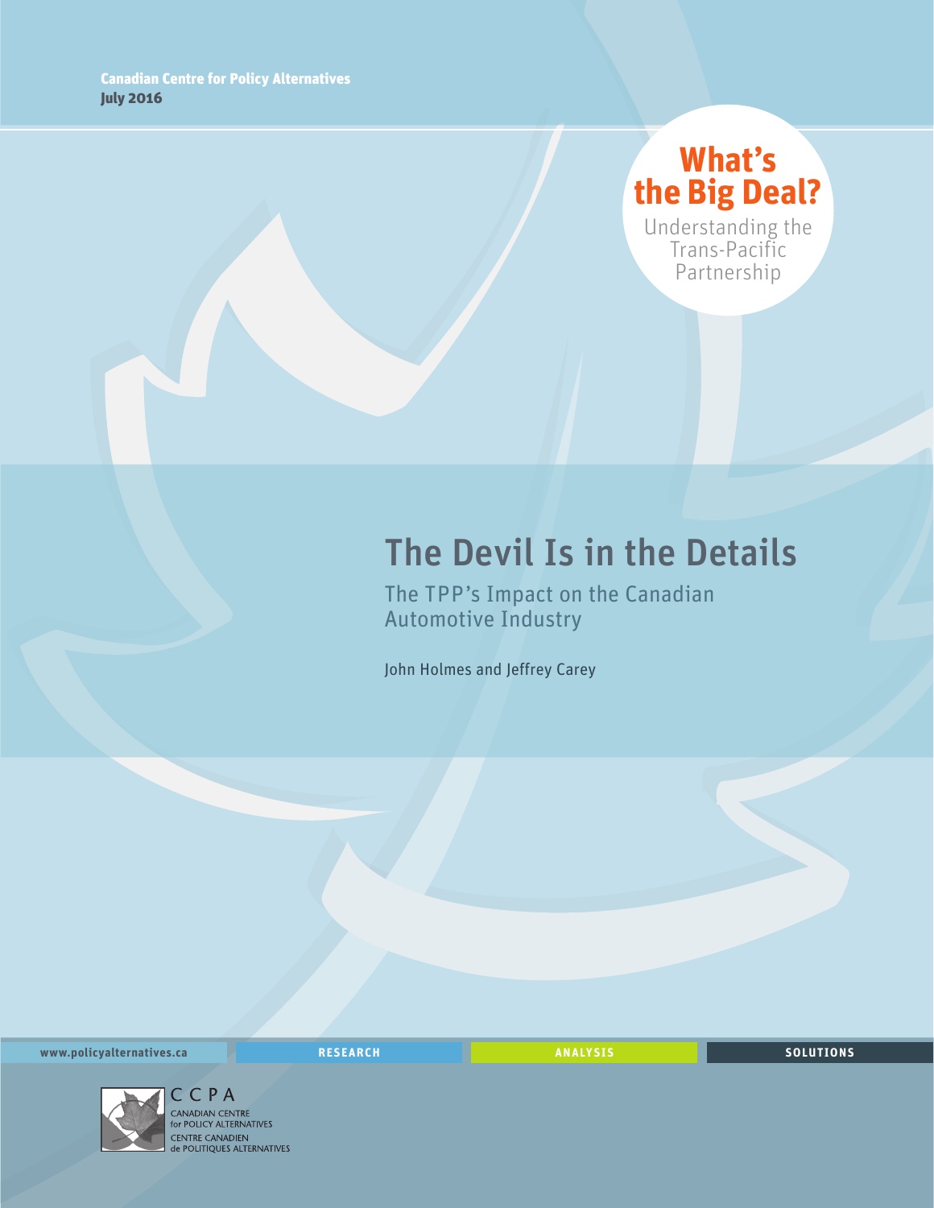Canadian Centre for Policy Alternatives
July 2016

**What's the Big Deal?**
Understanding the Trans-Pacific Partnership

# The Devil Is in the Details

## The TPP's Impact on the Canadian Automotive Industry

John Holmes and Jeffrey Carey

www.policyalternatives.ca RESEARCH ANALYSIS SOLUTIONS

CCPA
CANADIAN CENTRE for POLICY ALTERNATIVES
CENTRE CANADIEN de POLITIQUES ALTERNATIVES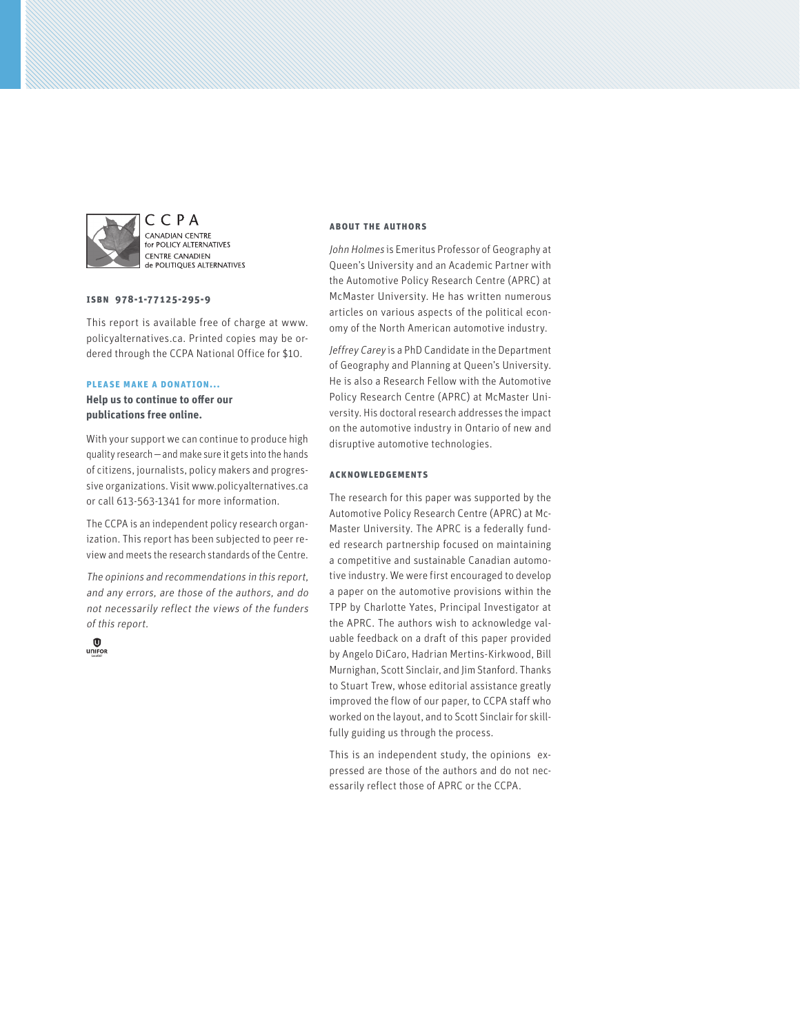CCPA
CANADIAN CENTRE
for POLICY ALTERNATIVES
CENTRE CANADIEN
de POLITIQUES ALTERNATIVES

**ISBN 978-1-77125-295-9**

This report is available free of charge at www.policyalternatives.ca. Printed copies may be ordered through the CCPA National Office for $10.

**PLEASE MAKE A DONATION...**

**Help us to continue to offer our publications free online.**

With your support we can continue to produce high quality research — and make sure it gets into the hands of citizens, journalists, policy makers and progressive organizations. Visit www.policyalternatives.ca or call 613-563-1341 for more information.

The CCPA is an independent policy research organization. This report has been subjected to peer review and meets the research standards of the Centre.

*The opinions and recommendations in this report, and any errors, are those of the authors, and do not necessarily reflect the views of the funders of this report.*

UNIFOR

**ABOUT THE AUTHORS**

*John Holmes* is Emeritus Professor of Geography at Queen's University and an Academic Partner with the Automotive Policy Research Centre (APRC) at McMaster University. He has written numerous articles on various aspects of the political economy of the North American automotive industry.

*Jeffrey Carey* is a PhD Candidate in the Department of Geography and Planning at Queen's University. He is also a Research Fellow with the Automotive Policy Research Centre (APRC) at McMaster University. His doctoral research addresses the impact on the automotive industry in Ontario of new and disruptive automotive technologies.

**ACKNOWLEDGEMENTS**

The research for this paper was supported by the Automotive Policy Research Centre (APRC) at McMaster University. The APRC is a federally funded research partnership focused on maintaining a competitive and sustainable Canadian automotive industry. We were first encouraged to develop a paper on the automotive provisions within the TPP by Charlotte Yates, Principal Investigator at the APRC. The authors wish to acknowledge valuable feedback on a draft of this paper provided by Angelo DiCaro, Hadrian Mertins-Kirkwood, Bill Murnighan, Scott Sinclair, and Jim Stanford. Thanks to Stuart Trew, whose editorial assistance greatly improved the flow of our paper, to CCPA staff who worked on the layout, and to Scott Sinclair for skillfully guiding us through the process.

This is an independent study, the opinions expressed are those of the authors and do not necessarily reflect those of APRC or the CCPA.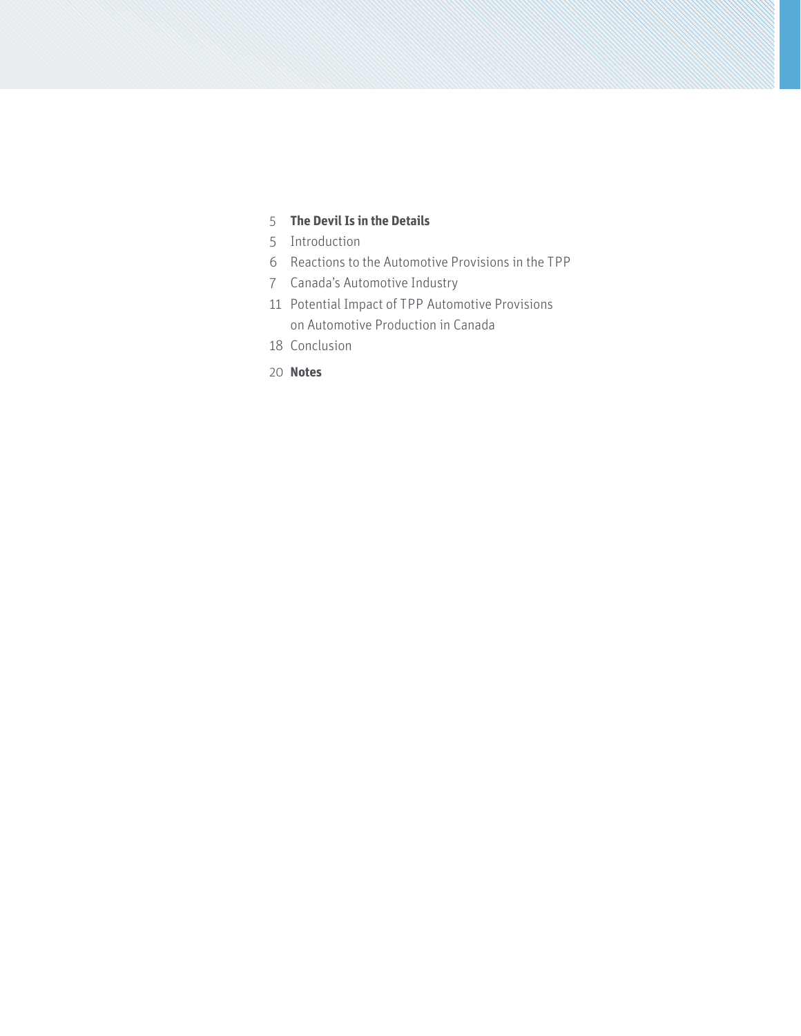5 **The Devil Is in the Details**

5 Introduction

6 Reactions to the Automotive Provisions in the TPP

7 Canada's Automotive Industry

11 Potential Impact of TPP Automotive Provisions on Automotive Production in Canada

18 Conclusion

20 **Notes**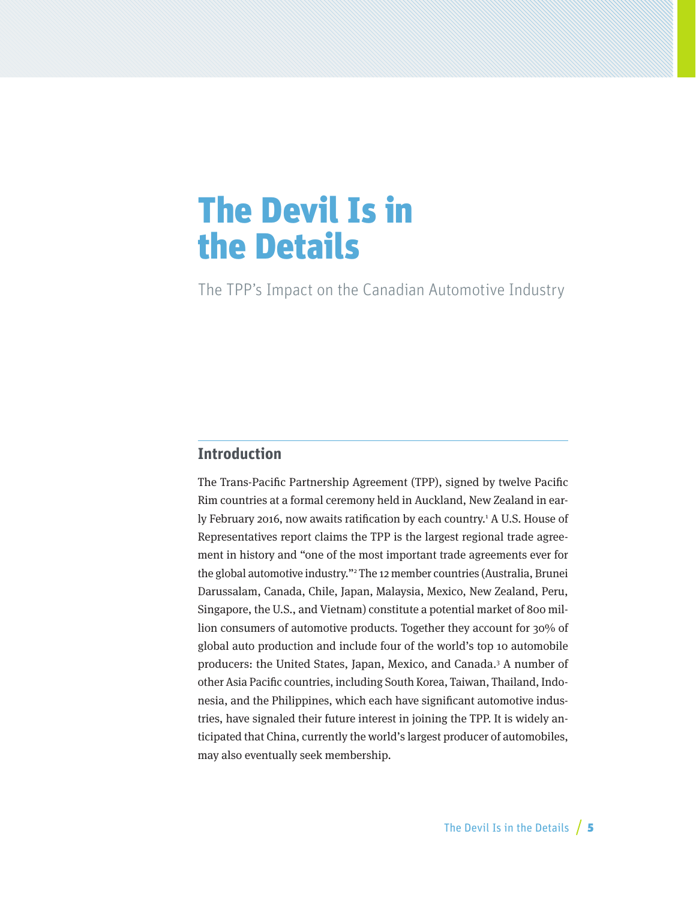# The Devil Is in the Details

The TPP's Impact on the Canadian Automotive Industry

## Introduction

The Trans-Pacific Partnership Agreement (TPP), signed by twelve Pacific Rim countries at a formal ceremony held in Auckland, New Zealand in early February 2016, now awaits ratification by each country.[1] A U.S. House of Representatives report claims the TPP is the largest regional trade agreement in history and "one of the most important trade agreements ever for the global automotive industry."[2] The 12 member countries (Australia, Brunei Darussalam, Canada, Chile, Japan, Malaysia, Mexico, New Zealand, Peru, Singapore, the U.S., and Vietnam) constitute a potential market of 800 million consumers of automotive products. Together they account for 30% of global auto production and include four of the world's top 10 automobile producers: the United States, Japan, Mexico, and Canada.[3] A number of other Asia Pacific countries, including South Korea, Taiwan, Thailand, Indonesia, and the Philippines, which each have significant automotive industries, have signaled their future interest in joining the TPP. It is widely anticipated that China, currently the world's largest producer of automobiles, may also eventually seek membership.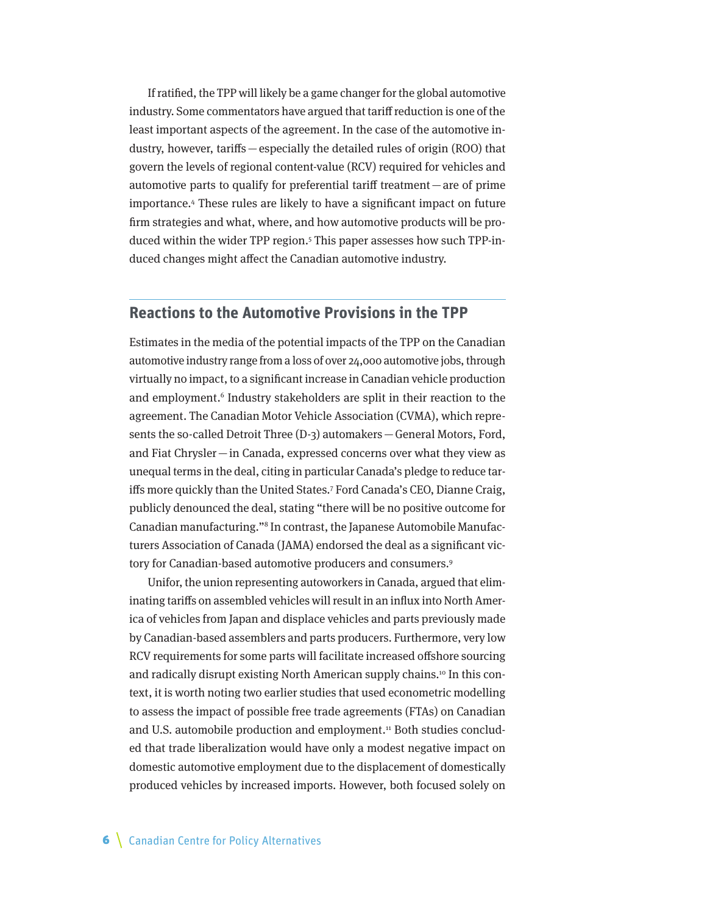If ratified, the TPP will likely be a game changer for the global automotive industry. Some commentators have argued that tariff reduction is one of the least important aspects of the agreement. In the case of the automotive industry, however, tariffs — especially the detailed rules of origin (ROO) that govern the levels of regional content-value (RCV) required for vehicles and automotive parts to qualify for preferential tariff treatment — are of prime importance.[4] These rules are likely to have a significant impact on future firm strategies and what, where, and how automotive products will be produced within the wider TPP region.[5] This paper assesses how such TPP-induced changes might affect the Canadian automotive industry.

## Reactions to the Automotive Provisions in the TPP

Estimates in the media of the potential impacts of the TPP on the Canadian automotive industry range from a loss of over 24,000 automotive jobs, through virtually no impact, to a significant increase in Canadian vehicle production and employment.[6] Industry stakeholders are split in their reaction to the agreement. The Canadian Motor Vehicle Association (CVMA), which represents the so-called Detroit Three (D-3) automakers — General Motors, Ford, and Fiat Chrysler — in Canada, expressed concerns over what they view as unequal terms in the deal, citing in particular Canada's pledge to reduce tariffs more quickly than the United States.[7] Ford Canada's CEO, Dianne Craig, publicly denounced the deal, stating "there will be no positive outcome for Canadian manufacturing."[8] In contrast, the Japanese Automobile Manufacturers Association of Canada (JAMA) endorsed the deal as a significant victory for Canadian-based automotive producers and consumers.[9]

Unifor, the union representing autoworkers in Canada, argued that eliminating tariffs on assembled vehicles will result in an influx into North America of vehicles from Japan and displace vehicles and parts previously made by Canadian-based assemblers and parts producers. Furthermore, very low RCV requirements for some parts will facilitate increased offshore sourcing and radically disrupt existing North American supply chains.[10] In this context, it is worth noting two earlier studies that used econometric modelling to assess the impact of possible free trade agreements (FTAs) on Canadian and U.S. automobile production and employment.[11] Both studies concluded that trade liberalization would have only a modest negative impact on domestic automotive employment due to the displacement of domestically produced vehicles by increased imports. However, both focused solely on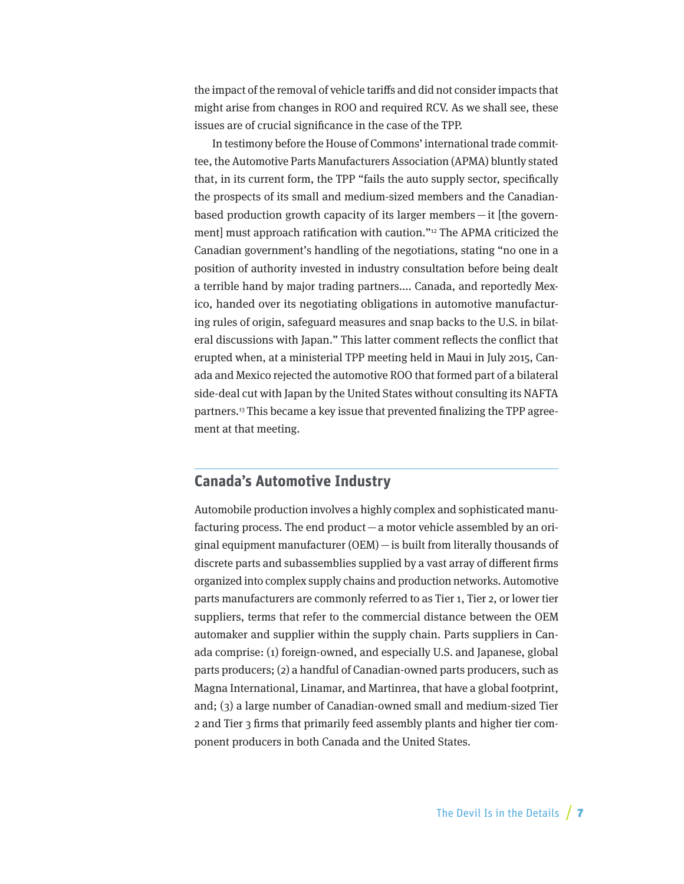the impact of the removal of vehicle tariffs and did not consider impacts that might arise from changes in ROO and required RCV. As we shall see, these issues are of crucial significance in the case of the TPP.

In testimony before the House of Commons' international trade committee, the Automotive Parts Manufacturers Association (APMA) bluntly stated that, in its current form, the TPP "fails the auto supply sector, specifically the prospects of its small and medium-sized members and the Canadian-based production growth capacity of its larger members — it [the government] must approach ratification with caution."[12] The APMA criticized the Canadian government's handling of the negotiations, stating "no one in a position of authority invested in industry consultation before being dealt a terrible hand by major trading partners.... Canada, and reportedly Mexico, handed over its negotiating obligations in automotive manufacturing rules of origin, safeguard measures and snap backs to the U.S. in bilateral discussions with Japan." This latter comment reflects the conflict that erupted when, at a ministerial TPP meeting held in Maui in July 2015, Canada and Mexico rejected the automotive ROO that formed part of a bilateral side-deal cut with Japan by the United States without consulting its NAFTA partners.[13] This became a key issue that prevented finalizing the TPP agreement at that meeting.

## Canada's Automotive Industry

Automobile production involves a highly complex and sophisticated manufacturing process. The end product — a motor vehicle assembled by an original equipment manufacturer (OEM) — is built from literally thousands of discrete parts and subassemblies supplied by a vast array of different firms organized into complex supply chains and production networks. Automotive parts manufacturers are commonly referred to as Tier 1, Tier 2, or lower tier suppliers, terms that refer to the commercial distance between the OEM automaker and supplier within the supply chain. Parts suppliers in Canada comprise: (1) foreign-owned, and especially U.S. and Japanese, global parts producers; (2) a handful of Canadian-owned parts producers, such as Magna International, Linamar, and Martinrea, that have a global footprint, and; (3) a large number of Canadian-owned small and medium-sized Tier 2 and Tier 3 firms that primarily feed assembly plants and higher tier component producers in both Canada and the United States.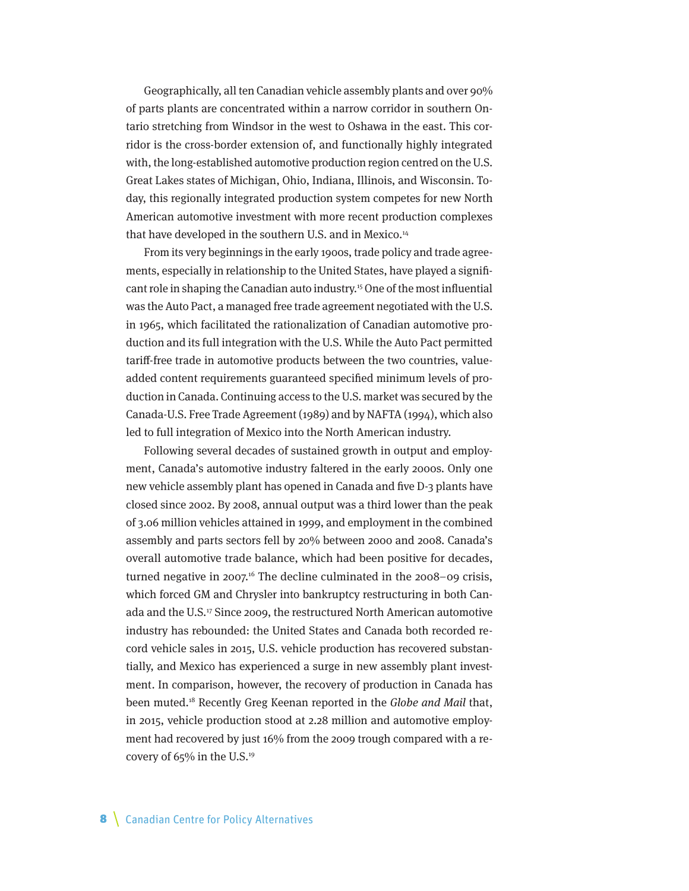Geographically, all ten Canadian vehicle assembly plants and over 90% of parts plants are concentrated within a narrow corridor in southern Ontario stretching from Windsor in the west to Oshawa in the east. This corridor is the cross-border extension of, and functionally highly integrated with, the long-established automotive production region centred on the U.S. Great Lakes states of Michigan, Ohio, Indiana, Illinois, and Wisconsin. Today, this regionally integrated production system competes for new North American automotive investment with more recent production complexes that have developed in the southern U.S. and in Mexico.[14]

From its very beginnings in the early 1900s, trade policy and trade agreements, especially in relationship to the United States, have played a significant role in shaping the Canadian auto industry.[15] One of the most influential was the Auto Pact, a managed free trade agreement negotiated with the U.S. in 1965, which facilitated the rationalization of Canadian automotive production and its full integration with the U.S. While the Auto Pact permitted tariff-free trade in automotive products between the two countries, value-added content requirements guaranteed specified minimum levels of production in Canada. Continuing access to the U.S. market was secured by the Canada-U.S. Free Trade Agreement (1989) and by NAFTA (1994), which also led to full integration of Mexico into the North American industry.

Following several decades of sustained growth in output and employment, Canada's automotive industry faltered in the early 2000s. Only one new vehicle assembly plant has opened in Canada and five D-3 plants have closed since 2002. By 2008, annual output was a third lower than the peak of 3.06 million vehicles attained in 1999, and employment in the combined assembly and parts sectors fell by 20% between 2000 and 2008. Canada's overall automotive trade balance, which had been positive for decades, turned negative in 2007.[16] The decline culminated in the 2008–09 crisis, which forced GM and Chrysler into bankruptcy restructuring in both Canada and the U.S.[17] Since 2009, the restructured North American automotive industry has rebounded: the United States and Canada both recorded record vehicle sales in 2015, U.S. vehicle production has recovered substantially, and Mexico has experienced a surge in new assembly plant investment. In comparison, however, the recovery of production in Canada has been muted.[18] Recently Greg Keenan reported in the *Globe and Mail* that, in 2015, vehicle production stood at 2.28 million and automotive employment had recovered by just 16% from the 2009 trough compared with a recovery of 65% in the U.S.[19]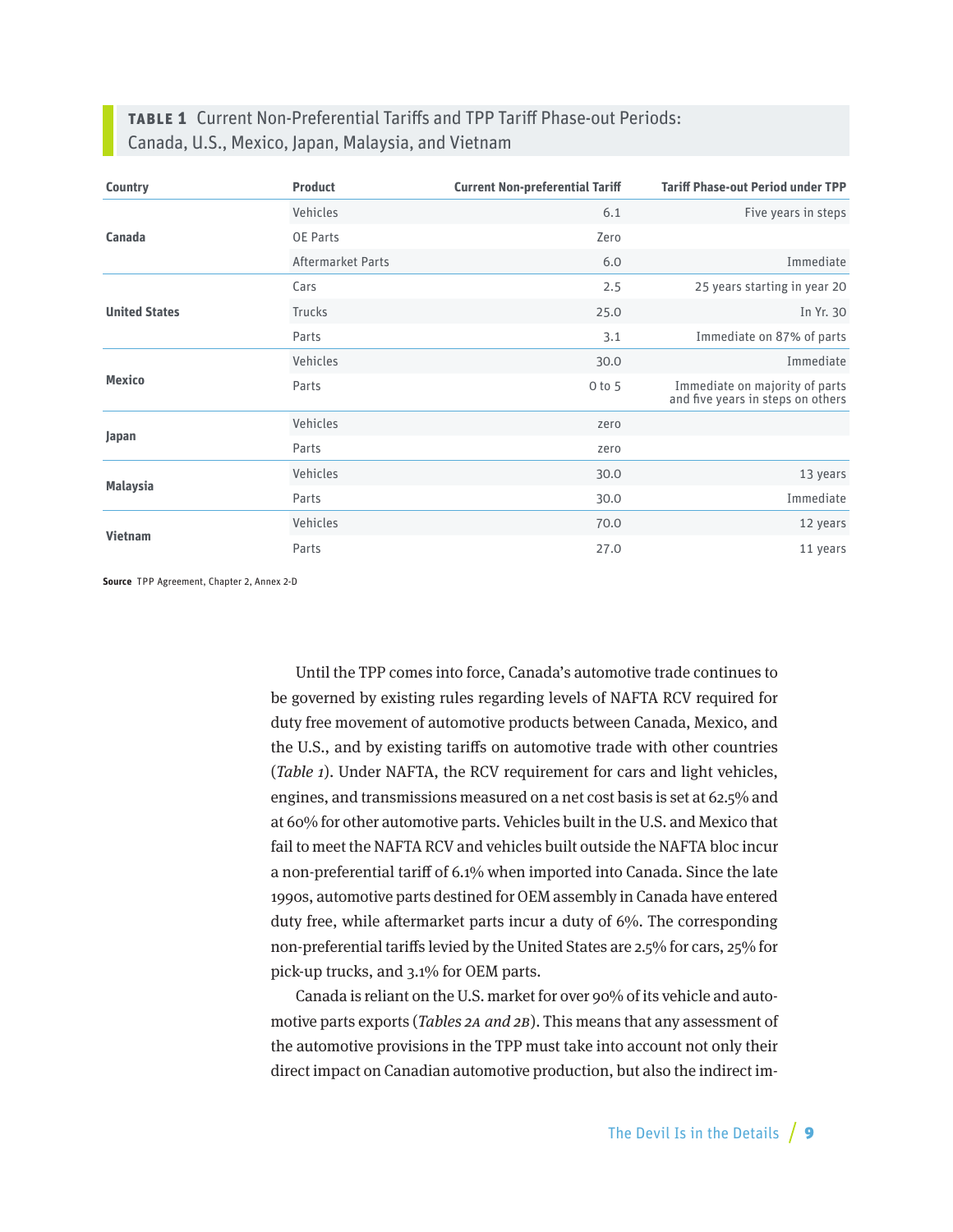**TABLE 1** Current Non-Preferential Tariffs and TPP Tariff Phase-out Periods: Canada, U.S., Mexico, Japan, Malaysia, and Vietnam

| Country | Product | Current Non-preferential Tariff | Tariff Phase-out Period under TPP |
|---|---|---|---|
| Canada | Vehicles | 6.1 | Five years in steps |
| | OE Parts | Zero | |
| | Aftermarket Parts | 6.0 | Immediate |
| United States | Cars | 2.5 | 25 years starting in year 20 |
| | Trucks | 25.0 | In Yr. 30 |
| | Parts | 3.1 | Immediate on 87% of parts |
| Mexico | Vehicles | 30.0 | Immediate |
| | Parts | 0 to 5 | Immediate on majority of parts and five years in steps on others |
| Japan | Vehicles | zero | |
| | Parts | zero | |
| Malaysia | Vehicles | 30.0 | 13 years |
| | Parts | 30.0 | Immediate |
| Vietnam | Vehicles | 70.0 | 12 years |
| | Parts | 27.0 | 11 years |

**Source** TPP Agreement, Chapter 2, Annex 2-D

Until the TPP comes into force, Canada's automotive trade continues to be governed by existing rules regarding levels of NAFTA RCV required for duty free movement of automotive products between Canada, Mexico, and the U.S., and by existing tariffs on automotive trade with other countries (*Table 1*). Under NAFTA, the RCV requirement for cars and light vehicles, engines, and transmissions measured on a net cost basis is set at 62.5% and at 60% for other automotive parts. Vehicles built in the U.S. and Mexico that fail to meet the NAFTA RCV and vehicles built outside the NAFTA bloc incur a non-preferential tariff of 6.1% when imported into Canada. Since the late 1990s, automotive parts destined for OEM assembly in Canada have entered duty free, while aftermarket parts incur a duty of 6%. The corresponding non-preferential tariffs levied by the United States are 2.5% for cars, 25% for pick-up trucks, and 3.1% for OEM parts.

Canada is reliant on the U.S. market for over 90% of its vehicle and automotive parts exports (*Tables 2A and 2B*). This means that any assessment of the automotive provisions in the TPP must take into account not only their direct impact on Canadian automotive production, but also the indirect im-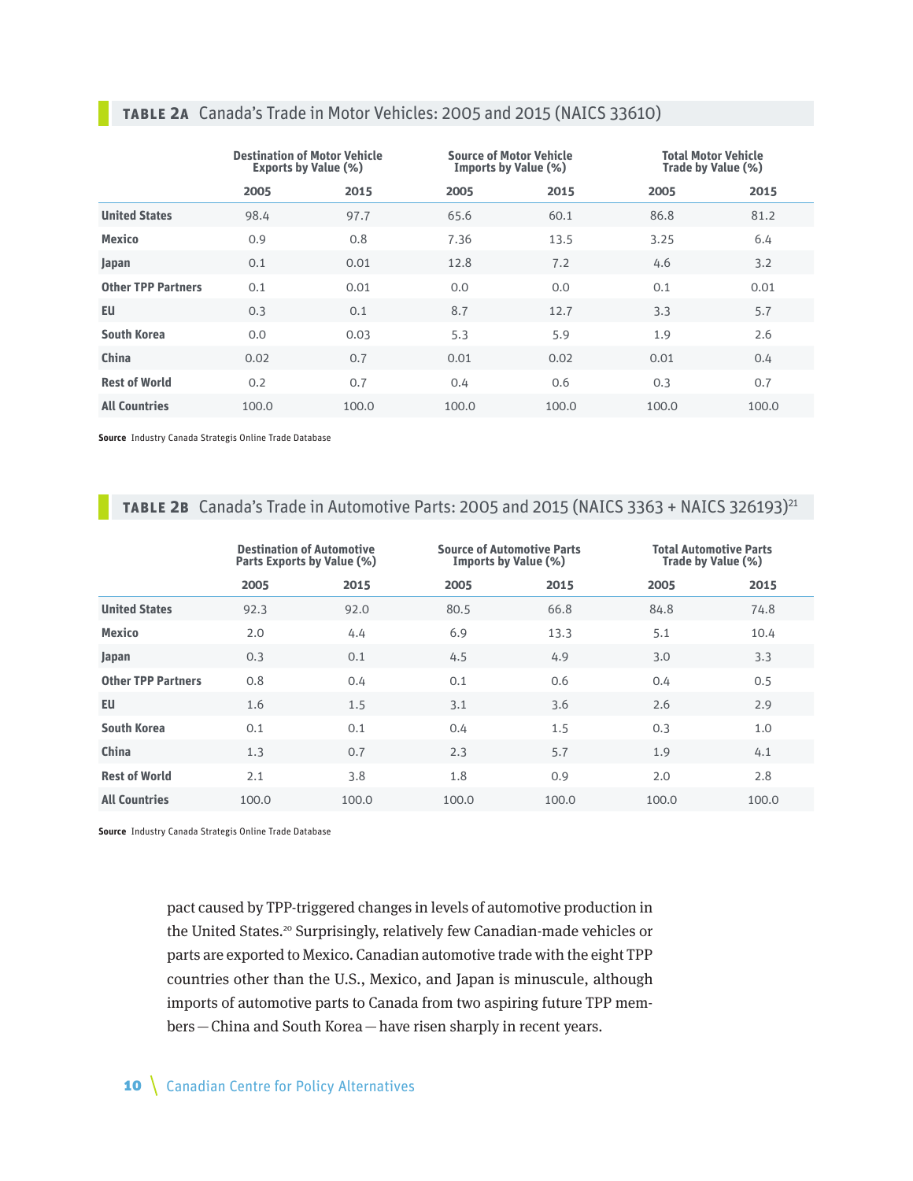**TABLE 2A** Canada's Trade in Motor Vehicles: 2005 and 2015 (NAICS 33610)

| | Destination of Motor Vehicle Exports by Value (%) | | Source of Motor Vehicle Imports by Value (%) | | Total Motor Vehicle Trade by Value (%) | |
|---|---|---|---|---|---|---|
| | 2005 | 2015 | 2005 | 2015 | 2005 | 2015 |
| **United States** | 98.4 | 97.7 | 65.6 | 60.1 | 86.8 | 81.2 |
| **Mexico** | 0.9 | 0.8 | 7.36 | 13.5 | 3.25 | 6.4 |
| **Japan** | 0.1 | 0.01 | 12.8 | 7.2 | 4.6 | 3.2 |
| **Other TPP Partners** | 0.1 | 0.01 | 0.0 | 0.0 | 0.1 | 0.01 |
| **EU** | 0.3 | 0.1 | 8.7 | 12.7 | 3.3 | 5.7 |
| **South Korea** | 0.0 | 0.03 | 5.3 | 5.9 | 1.9 | 2.6 |
| **China** | 0.02 | 0.7 | 0.01 | 0.02 | 0.01 | 0.4 |
| **Rest of World** | 0.2 | 0.7 | 0.4 | 0.6 | 0.3 | 0.7 |
| **All Countries** | 100.0 | 100.0 | 100.0 | 100.0 | 100.0 | 100.0 |

**Source** Industry Canada Strategis Online Trade Database

**TABLE 2B** Canada's Trade in Automotive Parts: 2005 and 2015 (NAICS 3363 + NAICS 326193)[21]

| | Destination of Automotive Parts Exports by Value (%) | | Source of Automotive Parts Imports by Value (%) | | Total Automotive Parts Trade by Value (%) | |
|---|---|---|---|---|---|---|
| | 2005 | 2015 | 2005 | 2015 | 2005 | 2015 |
| **United States** | 92.3 | 92.0 | 80.5 | 66.8 | 84.8 | 74.8 |
| **Mexico** | 2.0 | 4.4 | 6.9 | 13.3 | 5.1 | 10.4 |
| **Japan** | 0.3 | 0.1 | 4.5 | 4.9 | 3.0 | 3.3 |
| **Other TPP Partners** | 0.8 | 0.4 | 0.1 | 0.6 | 0.4 | 0.5 |
| **EU** | 1.6 | 1.5 | 3.1 | 3.6 | 2.6 | 2.9 |
| **South Korea** | 0.1 | 0.1 | 0.4 | 1.5 | 0.3 | 1.0 |
| **China** | 1.3 | 0.7 | 2.3 | 5.7 | 1.9 | 4.1 |
| **Rest of World** | 2.1 | 3.8 | 1.8 | 0.9 | 2.0 | 2.8 |
| **All Countries** | 100.0 | 100.0 | 100.0 | 100.0 | 100.0 | 100.0 |

**Source** Industry Canada Strategis Online Trade Database

pact caused by TPP-triggered changes in levels of automotive production in the United States.[20] Surprisingly, relatively few Canadian-made vehicles or parts are exported to Mexico. Canadian automotive trade with the eight TPP countries other than the U.S., Mexico, and Japan is minuscule, although imports of automotive parts to Canada from two aspiring future TPP members — China and South Korea — have risen sharply in recent years.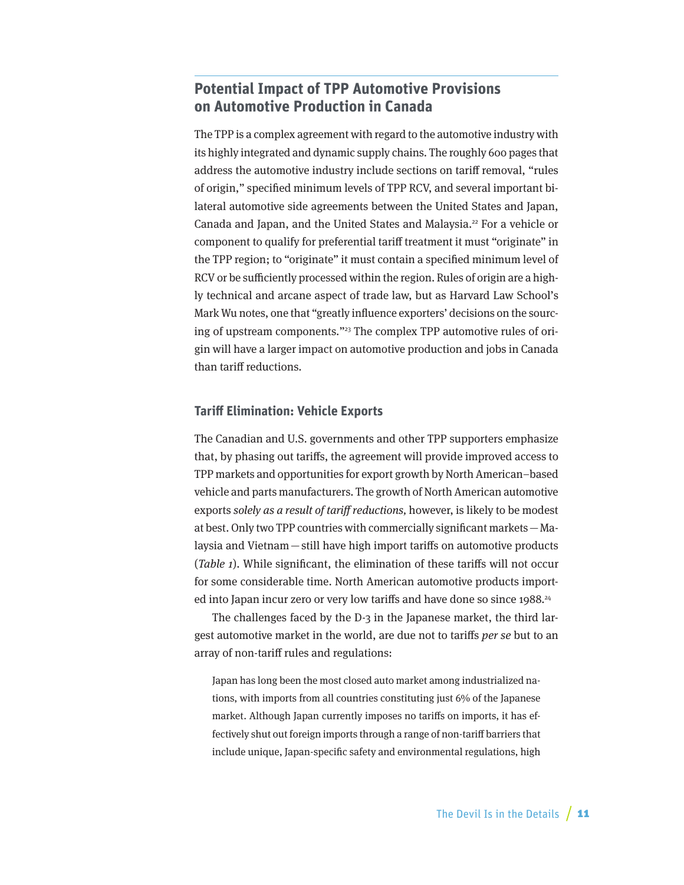## Potential Impact of TPP Automotive Provisions on Automotive Production in Canada

The TPP is a complex agreement with regard to the automotive industry with its highly integrated and dynamic supply chains. The roughly 600 pages that address the automotive industry include sections on tariff removal, "rules of origin," specified minimum levels of TPP RCV, and several important bilateral automotive side agreements between the United States and Japan, Canada and Japan, and the United States and Malaysia.[22] For a vehicle or component to qualify for preferential tariff treatment it must "originate" in the TPP region; to "originate" it must contain a specified minimum level of RCV or be sufficiently processed within the region. Rules of origin are a highly technical and arcane aspect of trade law, but as Harvard Law School's Mark Wu notes, one that "greatly influence exporters' decisions on the sourcing of upstream components."[23] The complex TPP automotive rules of origin will have a larger impact on automotive production and jobs in Canada than tariff reductions.

### Tariff Elimination: Vehicle Exports

The Canadian and U.S. governments and other TPP supporters emphasize that, by phasing out tariffs, the agreement will provide improved access to TPP markets and opportunities for export growth by North American–based vehicle and parts manufacturers. The growth of North American automotive exports *solely as a result of tariff reductions,* however, is likely to be modest at best. Only two TPP countries with commercially significant markets — Malaysia and Vietnam — still have high import tariffs on automotive products (*Table 1*). While significant, the elimination of these tariffs will not occur for some considerable time. North American automotive products imported into Japan incur zero or very low tariffs and have done so since 1988.[24]

The challenges faced by the D-3 in the Japanese market, the third largest automotive market in the world, are due not to tariffs *per se* but to an array of non-tariff rules and regulations:

> Japan has long been the most closed auto market among industrialized nations, with imports from all countries constituting just 6% of the Japanese market. Although Japan currently imposes no tariffs on imports, it has effectively shut out foreign imports through a range of non-tariff barriers that include unique, Japan-specific safety and environmental regulations, high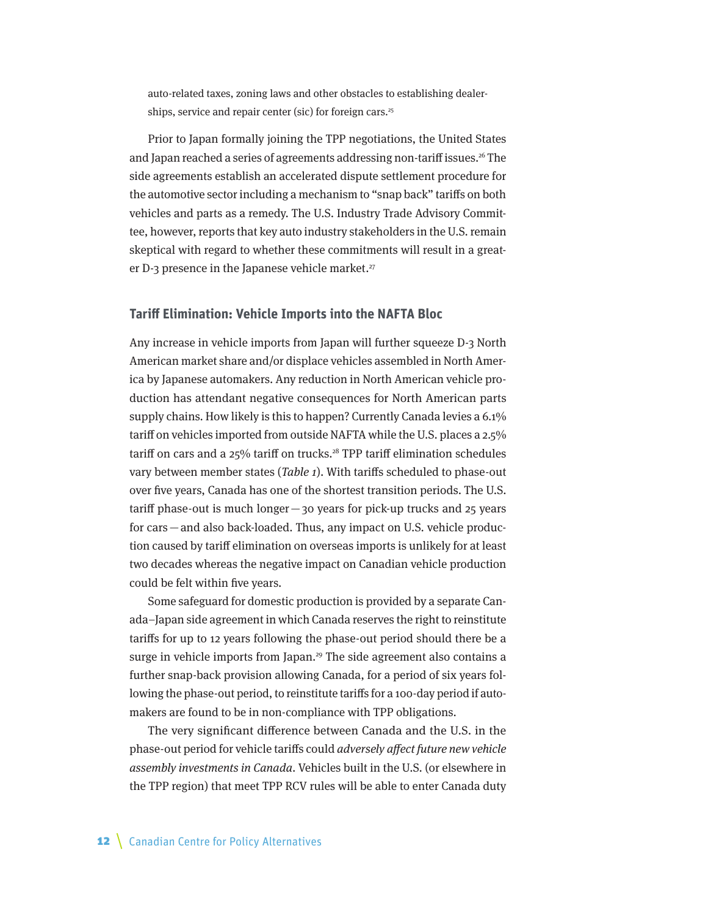auto-related taxes, zoning laws and other obstacles to establishing dealerships, service and repair center (sic) for foreign cars.[25]

Prior to Japan formally joining the TPP negotiations, the United States and Japan reached a series of agreements addressing non-tariff issues.[26] The side agreements establish an accelerated dispute settlement procedure for the automotive sector including a mechanism to "snap back" tariffs on both vehicles and parts as a remedy. The U.S. Industry Trade Advisory Committee, however, reports that key auto industry stakeholders in the U.S. remain skeptical with regard to whether these commitments will result in a greater D-3 presence in the Japanese vehicle market.[27]

### Tariff Elimination: Vehicle Imports into the NAFTA Bloc

Any increase in vehicle imports from Japan will further squeeze D-3 North American market share and/or displace vehicles assembled in North America by Japanese automakers. Any reduction in North American vehicle production has attendant negative consequences for North American parts supply chains. How likely is this to happen? Currently Canada levies a 6.1% tariff on vehicles imported from outside NAFTA while the U.S. places a 2.5% tariff on cars and a 25% tariff on trucks.[28] TPP tariff elimination schedules vary between member states (*Table 1*). With tariffs scheduled to phase-out over five years, Canada has one of the shortest transition periods. The U.S. tariff phase-out is much longer — 30 years for pick-up trucks and 25 years for cars — and also back-loaded. Thus, any impact on U.S. vehicle production caused by tariff elimination on overseas imports is unlikely for at least two decades whereas the negative impact on Canadian vehicle production could be felt within five years.

Some safeguard for domestic production is provided by a separate Canada–Japan side agreement in which Canada reserves the right to reinstitute tariffs for up to 12 years following the phase-out period should there be a surge in vehicle imports from Japan.[29] The side agreement also contains a further snap-back provision allowing Canada, for a period of six years following the phase-out period, to reinstitute tariffs for a 100-day period if automakers are found to be in non-compliance with TPP obligations.

The very significant difference between Canada and the U.S. in the phase-out period for vehicle tariffs could *adversely affect future new vehicle assembly investments in Canada*. Vehicles built in the U.S. (or elsewhere in the TPP region) that meet TPP RCV rules will be able to enter Canada duty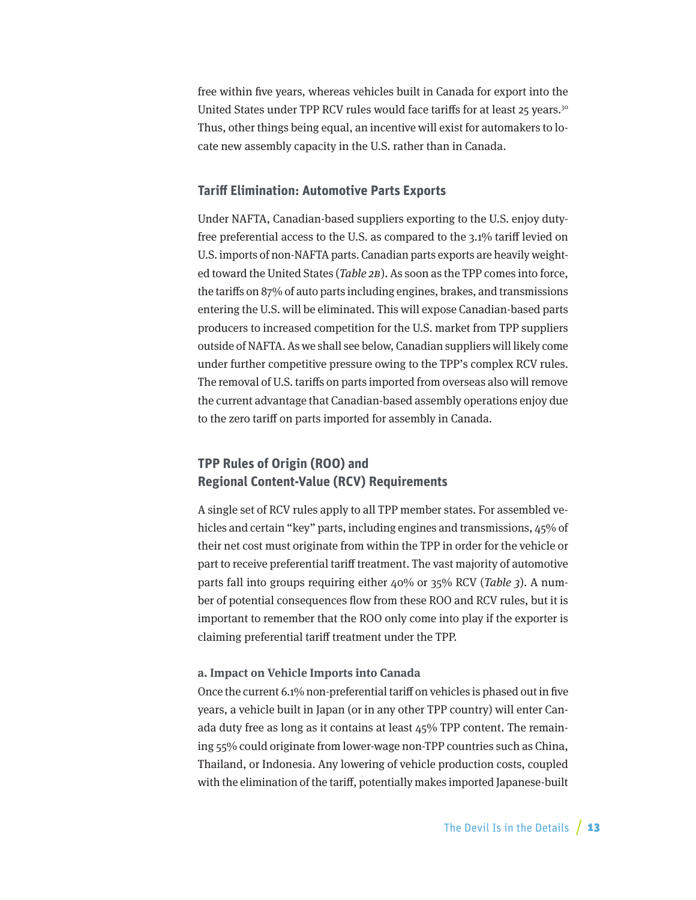free within five years, whereas vehicles built in Canada for export into the United States under TPP RCV rules would face tariffs for at least 25 years.[30] Thus, other things being equal, an incentive will exist for automakers to locate new assembly capacity in the U.S. rather than in Canada.

### Tariff Elimination: Automotive Parts Exports

Under NAFTA, Canadian-based suppliers exporting to the U.S. enjoy duty-free preferential access to the U.S. as compared to the 3.1% tariff levied on U.S. imports of non-NAFTA parts. Canadian parts exports are heavily weighted toward the United States (*Table 2B*). As soon as the TPP comes into force, the tariffs on 87% of auto parts including engines, brakes, and transmissions entering the U.S. will be eliminated. This will expose Canadian-based parts producers to increased competition for the U.S. market from TPP suppliers outside of NAFTA. As we shall see below, Canadian suppliers will likely come under further competitive pressure owing to the TPP's complex RCV rules. The removal of U.S. tariffs on parts imported from overseas also will remove the current advantage that Canadian-based assembly operations enjoy due to the zero tariff on parts imported for assembly in Canada.

### TPP Rules of Origin (ROO) and Regional Content-Value (RCV) Requirements

A single set of RCV rules apply to all TPP member states. For assembled vehicles and certain "key" parts, including engines and transmissions, 45% of their net cost must originate from within the TPP in order for the vehicle or part to receive preferential tariff treatment. The vast majority of automotive parts fall into groups requiring either 40% or 35% RCV (*Table 3*). A number of potential consequences flow from these ROO and RCV rules, but it is important to remember that the ROO only come into play if the exporter is claiming preferential tariff treatment under the TPP.

#### a. Impact on Vehicle Imports into Canada

Once the current 6.1% non-preferential tariff on vehicles is phased out in five years, a vehicle built in Japan (or in any other TPP country) will enter Canada duty free as long as it contains at least 45% TPP content. The remaining 55% could originate from lower-wage non-TPP countries such as China, Thailand, or Indonesia. Any lowering of vehicle production costs, coupled with the elimination of the tariff, potentially makes imported Japanese-built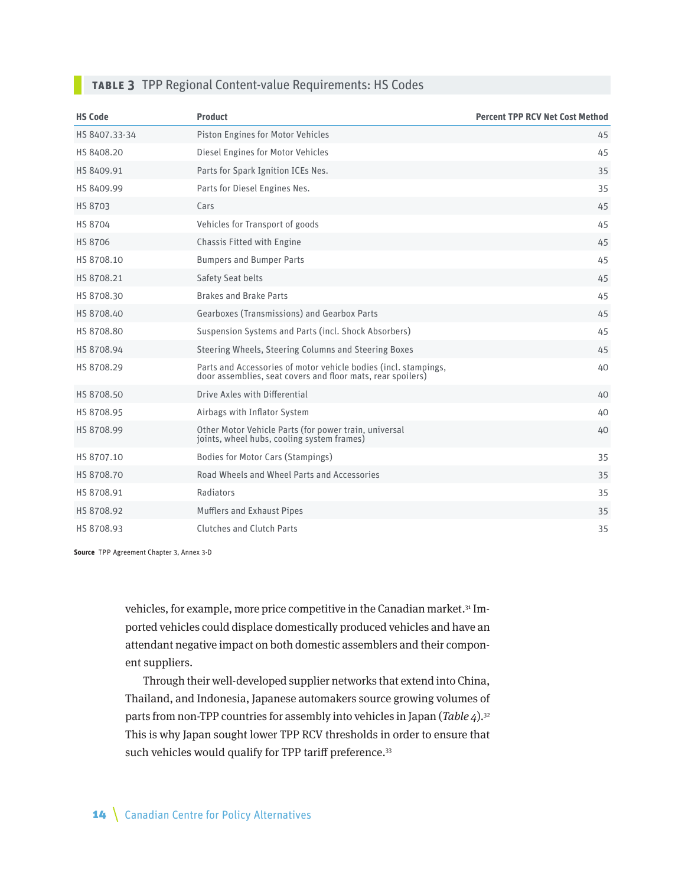**TABLE 3** TPP Regional Content-value Requirements: HS Codes

| HS Code | Product | Percent TPP RCV Net Cost Method |
|---|---|---|
| HS 8407.33-34 | Piston Engines for Motor Vehicles | 45 |
| HS 8408.20 | Diesel Engines for Motor Vehicles | 45 |
| HS 8409.91 | Parts for Spark Ignition ICEs Nes. | 35 |
| HS 8409.99 | Parts for Diesel Engines Nes. | 35 |
| HS 8703 | Cars | 45 |
| HS 8704 | Vehicles for Transport of goods | 45 |
| HS 8706 | Chassis Fitted with Engine | 45 |
| HS 8708.10 | Bumpers and Bumper Parts | 45 |
| HS 8708.21 | Safety Seat belts | 45 |
| HS 8708.30 | Brakes and Brake Parts | 45 |
| HS 8708.40 | Gearboxes (Transmissions) and Gearbox Parts | 45 |
| HS 8708.80 | Suspension Systems and Parts (incl. Shock Absorbers) | 45 |
| HS 8708.94 | Steering Wheels, Steering Columns and Steering Boxes | 45 |
| HS 8708.29 | Parts and Accessories of motor vehicle bodies (incl. stampings, door assemblies, seat covers and floor mats, rear spoilers) | 40 |
| HS 8708.50 | Drive Axles with Differential | 40 |
| HS 8708.95 | Airbags with Inflator System | 40 |
| HS 8708.99 | Other Motor Vehicle Parts (for power train, universal joints, wheel hubs, cooling system frames) | 40 |
| HS 8707.10 | Bodies for Motor Cars (Stampings) | 35 |
| HS 8708.70 | Road Wheels and Wheel Parts and Accessories | 35 |
| HS 8708.91 | Radiators | 35 |
| HS 8708.92 | Mufflers and Exhaust Pipes | 35 |
| HS 8708.93 | Clutches and Clutch Parts | 35 |

**Source** TPP Agreement Chapter 3, Annex 3-D

vehicles, for example, more price competitive in the Canadian market.[31] Imported vehicles could displace domestically produced vehicles and have an attendant negative impact on both domestic assemblers and their component suppliers.

Through their well-developed supplier networks that extend into China, Thailand, and Indonesia, Japanese automakers source growing volumes of parts from non-TPP countries for assembly into vehicles in Japan (*Table 4*).[32] This is why Japan sought lower TPP RCV thresholds in order to ensure that such vehicles would qualify for TPP tariff preference.[33]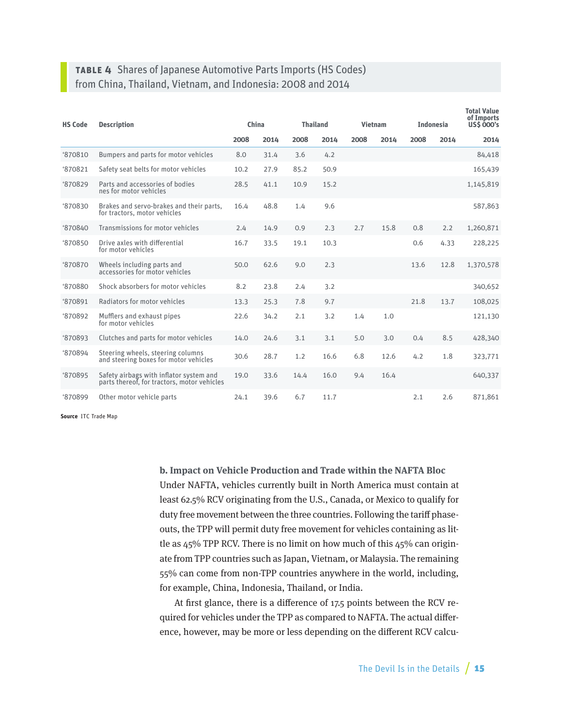**TABLE 4** Shares of Japanese Automotive Parts Imports (HS Codes) from China, Thailand, Vietnam, and Indonesia: 2008 and 2014

| HS Code | Description | China | | Thailand | | Vietnam | | Indonesia | | Total Value of Imports US$ 000's |
|---|---|---|---|---|---|---|---|---|---|---|
| | | 2008 | 2014 | 2008 | 2014 | 2008 | 2014 | 2008 | 2014 | 2014 |
| '870810 | Bumpers and parts for motor vehicles | 8.0 | 31.4 | 3.6 | 4.2 | | | | | 84,418 |
| '870821 | Safety seat belts for motor vehicles | 10.2 | 27.9 | 85.2 | 50.9 | | | | | 165,439 |
| '870829 | Parts and accessories of bodies nes for motor vehicles | 28.5 | 41.1 | 10.9 | 15.2 | | | | | 1,145,819 |
| '870830 | Brakes and servo-brakes and their parts, for tractors, motor vehicles | 16.4 | 48.8 | 1.4 | 9.6 | | | | | 587,863 |
| '870840 | Transmissions for motor vehicles | 2.4 | 14.9 | 0.9 | 2.3 | 2.7 | 15.8 | 0.8 | 2.2 | 1,260,871 |
| '870850 | Drive axles with differential for motor vehicles | 16.7 | 33.5 | 19.1 | 10.3 | | | 0.6 | 4.33 | 228,225 |
| '870870 | Wheels including parts and accessories for motor vehicles | 50.0 | 62.6 | 9.0 | 2.3 | | | 13.6 | 12.8 | 1,370,578 |
| '870880 | Shock absorbers for motor vehicles | 8.2 | 23.8 | 2.4 | 3.2 | | | | | 340,652 |
| '870891 | Radiators for motor vehicles | 13.3 | 25.3 | 7.8 | 9.7 | | | 21.8 | 13.7 | 108,025 |
| '870892 | Mufflers and exhaust pipes for motor vehicles | 22.6 | 34.2 | 2.1 | 3.2 | 1.4 | 1.0 | | | 121,130 |
| '870893 | Clutches and parts for motor vehicles | 14.0 | 24.6 | 3.1 | 3.1 | 5.0 | 3.0 | 0.4 | 8.5 | 428,340 |
| '870894 | Steering wheels, steering columns and steering boxes for motor vehicles | 30.6 | 28.7 | 1.2 | 16.6 | 6.8 | 12.6 | 4.2 | 1.8 | 323,771 |
| '870895 | Safety airbags with inflator system and parts thereof, for tractors, motor vehicles | 19.0 | 33.6 | 14.4 | 16.0 | 9.4 | 16.4 | | | 640,337 |
| '870899 | Other motor vehicle parts | 24.1 | 39.6 | 6.7 | 11.7 | | | 2.1 | 2.6 | 871,861 |

**Source** ITC Trade Map

**b. Impact on Vehicle Production and Trade within the NAFTA Bloc**

Under NAFTA, vehicles currently built in North America must contain at least 62.5% RCV originating from the U.S., Canada, or Mexico to qualify for duty free movement between the three countries. Following the tariff phase-outs, the TPP will permit duty free movement for vehicles containing as little as 45% TPP RCV. There is no limit on how much of this 45% can originate from TPP countries such as Japan, Vietnam, or Malaysia. The remaining 55% can come from non-TPP countries anywhere in the world, including, for example, China, Indonesia, Thailand, or India.

At first glance, there is a difference of 17.5 points between the RCV required for vehicles under the TPP as compared to NAFTA. The actual difference, however, may be more or less depending on the different RCV calcu-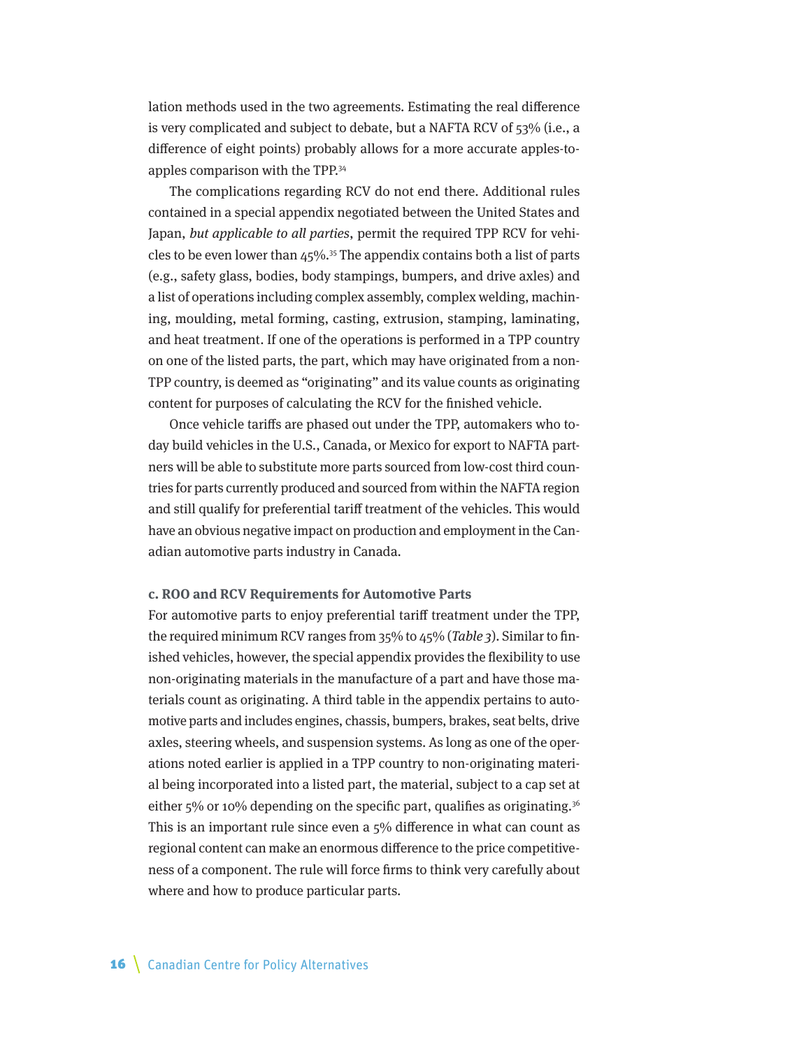lation methods used in the two agreements. Estimating the real difference is very complicated and subject to debate, but a NAFTA RCV of 53% (i.e., a difference of eight points) probably allows for a more accurate apples-to-apples comparison with the TPP.[34]

The complications regarding RCV do not end there. Additional rules contained in a special appendix negotiated between the United States and Japan, *but applicable to all parties*, permit the required TPP RCV for vehicles to be even lower than 45%.[35] The appendix contains both a list of parts (e.g., safety glass, bodies, body stampings, bumpers, and drive axles) and a list of operations including complex assembly, complex welding, machining, moulding, metal forming, casting, extrusion, stamping, laminating, and heat treatment. If one of the operations is performed in a TPP country on one of the listed parts, the part, which may have originated from a non-TPP country, is deemed as "originating" and its value counts as originating content for purposes of calculating the RCV for the finished vehicle.

Once vehicle tariffs are phased out under the TPP, automakers who today build vehicles in the U.S., Canada, or Mexico for export to NAFTA partners will be able to substitute more parts sourced from low-cost third countries for parts currently produced and sourced from within the NAFTA region and still qualify for preferential tariff treatment of the vehicles. This would have an obvious negative impact on production and employment in the Canadian automotive parts industry in Canada.

#### c. ROO and RCV Requirements for Automotive Parts

For automotive parts to enjoy preferential tariff treatment under the TPP, the required minimum RCV ranges from 35% to 45% (*Table 3*). Similar to finished vehicles, however, the special appendix provides the flexibility to use non-originating materials in the manufacture of a part and have those materials count as originating. A third table in the appendix pertains to automotive parts and includes engines, chassis, bumpers, brakes, seat belts, drive axles, steering wheels, and suspension systems. As long as one of the operations noted earlier is applied in a TPP country to non-originating material being incorporated into a listed part, the material, subject to a cap set at either 5% or 10% depending on the specific part, qualifies as originating.[36] This is an important rule since even a 5% difference in what can count as regional content can make an enormous difference to the price competitiveness of a component. The rule will force firms to think very carefully about where and how to produce particular parts.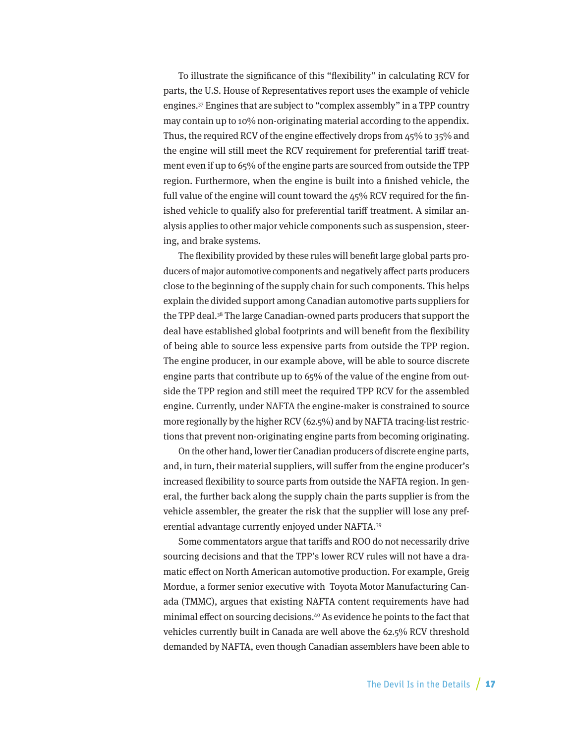To illustrate the significance of this "flexibility" in calculating RCV for parts, the U.S. House of Representatives report uses the example of vehicle engines.[37] Engines that are subject to "complex assembly" in a TPP country may contain up to 10% non-originating material according to the appendix. Thus, the required RCV of the engine effectively drops from 45% to 35% and the engine will still meet the RCV requirement for preferential tariff treatment even if up to 65% of the engine parts are sourced from outside the TPP region. Furthermore, when the engine is built into a finished vehicle, the full value of the engine will count toward the 45% RCV required for the finished vehicle to qualify also for preferential tariff treatment. A similar analysis applies to other major vehicle components such as suspension, steering, and brake systems.

The flexibility provided by these rules will benefit large global parts producers of major automotive components and negatively affect parts producers close to the beginning of the supply chain for such components. This helps explain the divided support among Canadian automotive parts suppliers for the TPP deal.[38] The large Canadian-owned parts producers that support the deal have established global footprints and will benefit from the flexibility of being able to source less expensive parts from outside the TPP region. The engine producer, in our example above, will be able to source discrete engine parts that contribute up to 65% of the value of the engine from outside the TPP region and still meet the required TPP RCV for the assembled engine. Currently, under NAFTA the engine-maker is constrained to source more regionally by the higher RCV (62.5%) and by NAFTA tracing-list restrictions that prevent non-originating engine parts from becoming originating.

On the other hand, lower tier Canadian producers of discrete engine parts, and, in turn, their material suppliers, will suffer from the engine producer's increased flexibility to source parts from outside the NAFTA region. In general, the further back along the supply chain the parts supplier is from the vehicle assembler, the greater the risk that the supplier will lose any preferential advantage currently enjoyed under NAFTA.[39]

Some commentators argue that tariffs and ROO do not necessarily drive sourcing decisions and that the TPP's lower RCV rules will not have a dramatic effect on North American automotive production. For example, Greig Mordue, a former senior executive with Toyota Motor Manufacturing Canada (TMMC), argues that existing NAFTA content requirements have had minimal effect on sourcing decisions.[40] As evidence he points to the fact that vehicles currently built in Canada are well above the 62.5% RCV threshold demanded by NAFTA, even though Canadian assemblers have been able to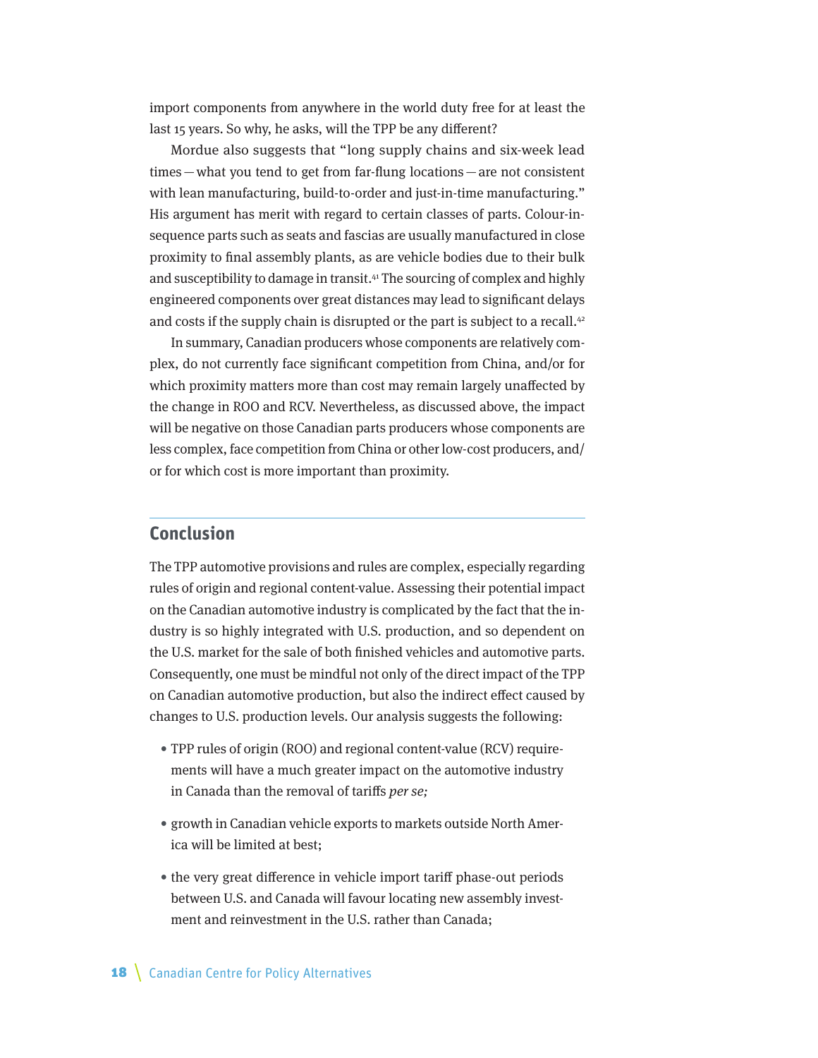import components from anywhere in the world duty free for at least the last 15 years. So why, he asks, will the TPP be any different?

Mordue also suggests that "long supply chains and six-week lead times — what you tend to get from far-flung locations — are not consistent with lean manufacturing, build-to-order and just-in-time manufacturing." His argument has merit with regard to certain classes of parts. Colour-in-sequence parts such as seats and fascias are usually manufactured in close proximity to final assembly plants, as are vehicle bodies due to their bulk and susceptibility to damage in transit.[41] The sourcing of complex and highly engineered components over great distances may lead to significant delays and costs if the supply chain is disrupted or the part is subject to a recall.[42]

In summary, Canadian producers whose components are relatively complex, do not currently face significant competition from China, and/or for which proximity matters more than cost may remain largely unaffected by the change in ROO and RCV. Nevertheless, as discussed above, the impact will be negative on those Canadian parts producers whose components are less complex, face competition from China or other low-cost producers, and/or for which cost is more important than proximity.

## Conclusion

The TPP automotive provisions and rules are complex, especially regarding rules of origin and regional content-value. Assessing their potential impact on the Canadian automotive industry is complicated by the fact that the industry is so highly integrated with U.S. production, and so dependent on the U.S. market for the sale of both finished vehicles and automotive parts. Consequently, one must be mindful not only of the direct impact of the TPP on Canadian automotive production, but also the indirect effect caused by changes to U.S. production levels. Our analysis suggests the following:

- TPP rules of origin (ROO) and regional content-value (RCV) requirements will have a much greater impact on the automotive industry in Canada than the removal of tariffs *per se;*
- growth in Canadian vehicle exports to markets outside North America will be limited at best;
- the very great difference in vehicle import tariff phase-out periods between U.S. and Canada will favour locating new assembly investment and reinvestment in the U.S. rather than Canada;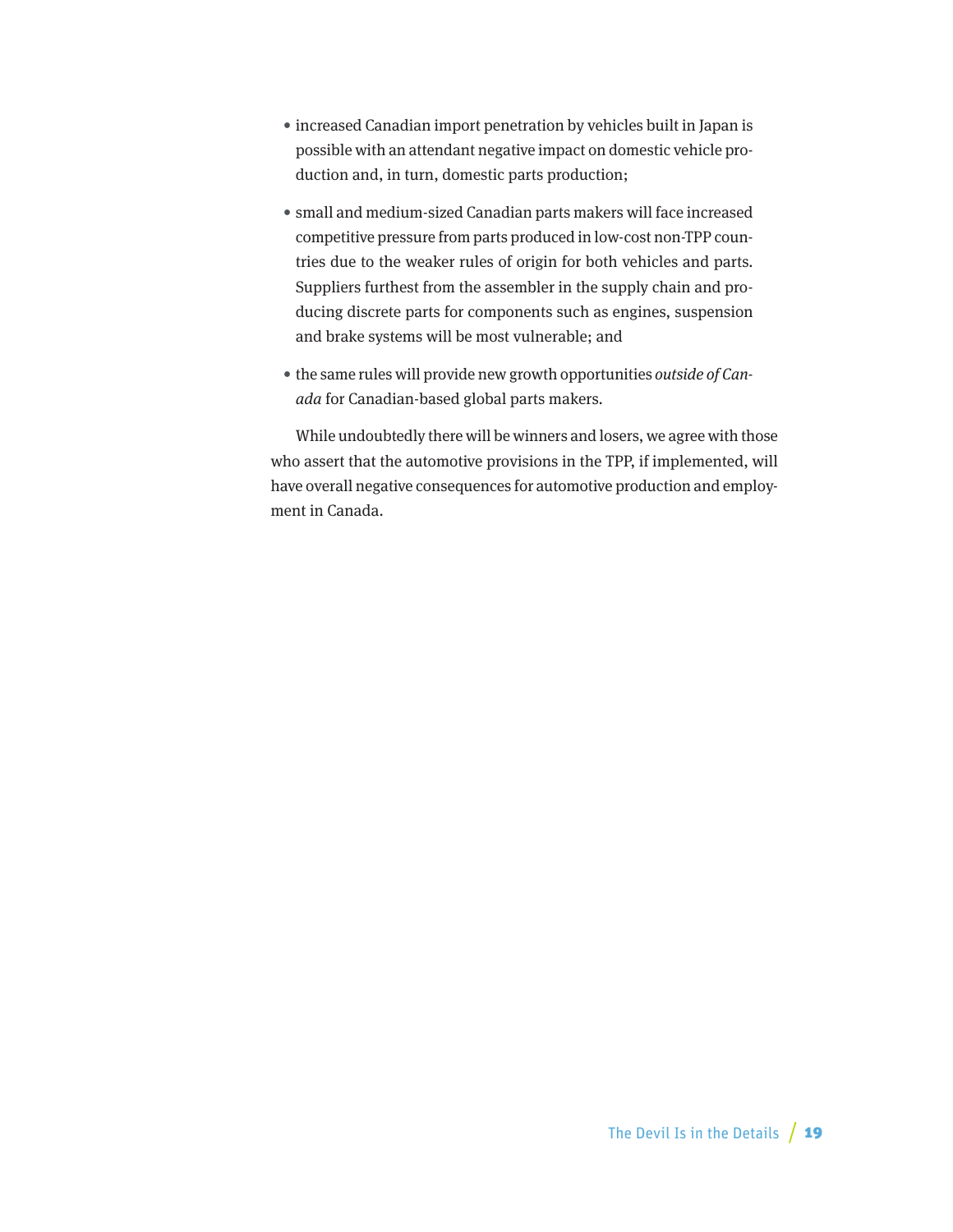- increased Canadian import penetration by vehicles built in Japan is possible with an attendant negative impact on domestic vehicle production and, in turn, domestic parts production;
- small and medium-sized Canadian parts makers will face increased competitive pressure from parts produced in low-cost non-TPP countries due to the weaker rules of origin for both vehicles and parts. Suppliers furthest from the assembler in the supply chain and producing discrete parts for components such as engines, suspension and brake systems will be most vulnerable; and
- the same rules will provide new growth opportunities *outside of Canada* for Canadian-based global parts makers.

While undoubtedly there will be winners and losers, we agree with those who assert that the automotive provisions in the TPP, if implemented, will have overall negative consequences for automotive production and employment in Canada.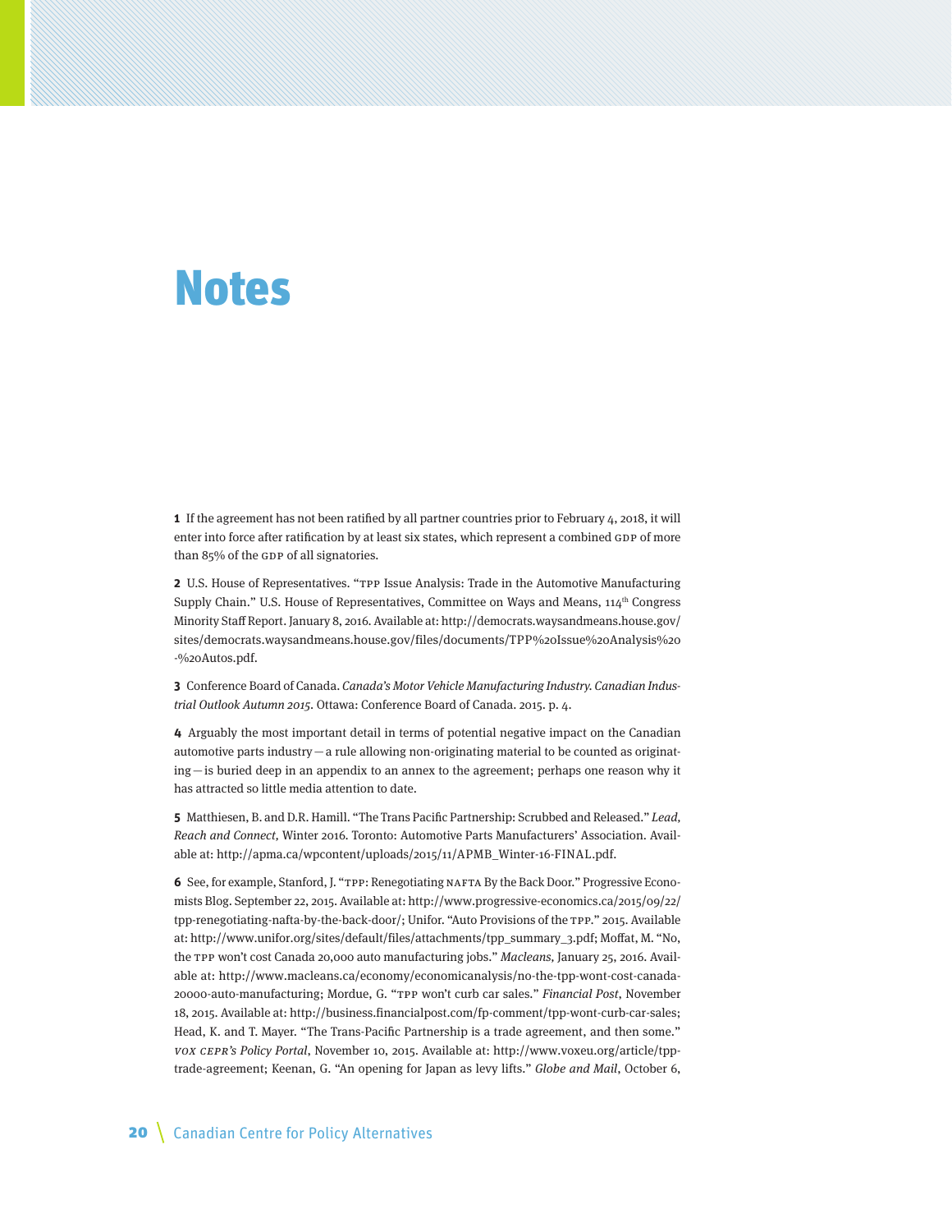# Notes

**1** If the agreement has not been ratified by all partner countries prior to February 4, 2018, it will enter into force after ratification by at least six states, which represent a combined GDP of more than 85% of the GDP of all signatories.

**2** U.S. House of Representatives. "TPP Issue Analysis: Trade in the Automotive Manufacturing Supply Chain." U.S. House of Representatives, Committee on Ways and Means, 114th Congress Minority Staff Report. January 8, 2016. Available at: http://democrats.waysandmeans.house.gov/sites/democrats.waysandmeans.house.gov/files/documents/TPP%20Issue%20Analysis%20-%20Autos.pdf.

**3** Conference Board of Canada. *Canada's Motor Vehicle Manufacturing Industry. Canadian Industrial Outlook Autumn 2015.* Ottawa: Conference Board of Canada. 2015. p. 4.

**4** Arguably the most important detail in terms of potential negative impact on the Canadian automotive parts industry — a rule allowing non-originating material to be counted as originating — is buried deep in an appendix to an annex to the agreement; perhaps one reason why it has attracted so little media attention to date.

**5** Matthiesen, B. and D.R. Hamill. "The Trans Pacific Partnership: Scrubbed and Released." *Lead, Reach and Connect,* Winter 2016. Toronto: Automotive Parts Manufacturers' Association. Available at: http://apma.ca/wpcontent/uploads/2015/11/APMB_Winter-16-FINAL.pdf.

**6** See, for example, Stanford, J. "TPP: Renegotiating NAFTA By the Back Door." Progressive Economists Blog. September 22, 2015. Available at: http://www.progressive-economics.ca/2015/09/22/tpp-renegotiating-nafta-by-the-back-door/; Unifor. "Auto Provisions of the TPP." 2015. Available at: http://www.unifor.org/sites/default/files/attachments/tpp_summary_3.pdf; Moffat, M. "No, the TPP won't cost Canada 20,000 auto manufacturing jobs." *Macleans,* January 25, 2016. Available at: http://www.macleans.ca/economy/economicanalysis/no-the-tpp-wont-cost-canada-20000-auto-manufacturing; Mordue, G. "TPP won't curb car sales." *Financial Post*, November 18, 2015. Available at: http://business.financialpost.com/fp-comment/tpp-wont-curb-car-sales; Head, K. and T. Mayer. "The Trans-Pacific Partnership is a trade agreement, and then some." *VOX CEPR's Policy Portal*, November 10, 2015. Available at: http://www.voxeu.org/article/tpp-trade-agreement; Keenan, G. "An opening for Japan as levy lifts." *Globe and Mail*, October 6,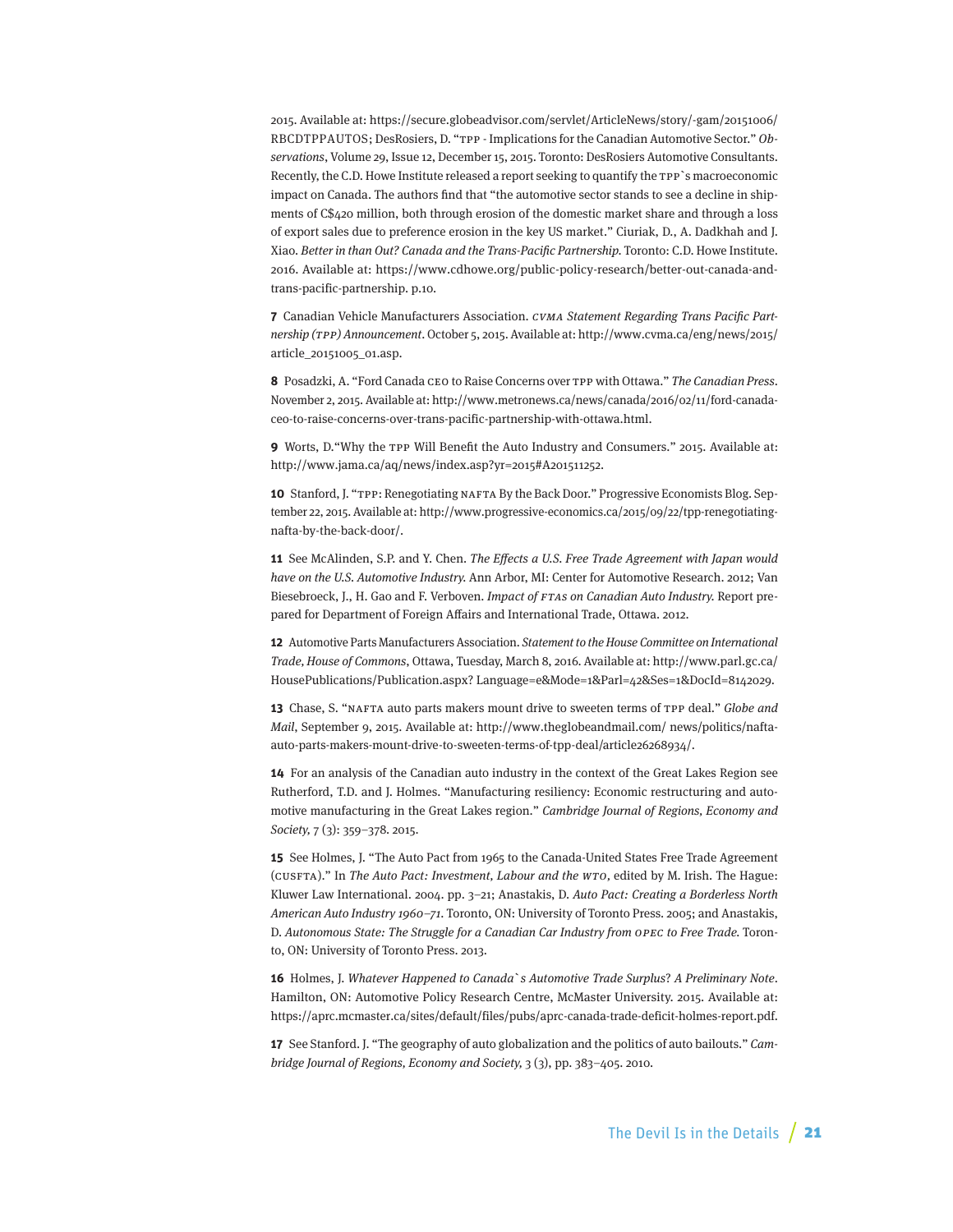2015. Available at: https://secure.globeadvisor.com/servlet/ArticleNews/story/-gam/20151006/RBCDTPPAUTOS; DesRosiers, D. "TPP - Implications for the Canadian Automotive Sector." *Observations*, Volume 29, Issue 12, December 15, 2015. Toronto: DesRosiers Automotive Consultants. Recently, the C.D. Howe Institute released a report seeking to quantify the TPP`s macroeconomic impact on Canada. The authors find that "the automotive sector stands to see a decline in shipments of C$420 million, both through erosion of the domestic market share and through a loss of export sales due to preference erosion in the key US market." Ciuriak, D., A. Dadkhah and J. Xiao. *Better in than Out? Canada and the Trans-Pacific Partnership.* Toronto: C.D. Howe Institute. 2016. Available at: https://www.cdhowe.org/public-policy-research/better-out-canada-and-trans-pacific-partnership. p.10.

**7** Canadian Vehicle Manufacturers Association. *CVMA Statement Regarding Trans Pacific Partnership (TPP) Announcement*. October 5, 2015. Available at: http://www.cvma.ca/eng/news/2015/article_20151005_01.asp.

**8** Posadzki, A. "Ford Canada CEO to Raise Concerns over TPP with Ottawa." *The Canadian Press*. November 2, 2015. Available at: http://www.metronews.ca/news/canada/2016/02/11/ford-canada-ceo-to-raise-concerns-over-trans-pacific-partnership-with-ottawa.html.

**9** Worts, D."Why the TPP Will Benefit the Auto Industry and Consumers." 2015. Available at: http://www.jama.ca/aq/news/index.asp?yr=2015#A201511252.

**10** Stanford, J. "TPP: Renegotiating NAFTA By the Back Door." Progressive Economists Blog. September 22, 2015. Available at: http://www.progressive-economics.ca/2015/09/22/tpp-renegotiating-nafta-by-the-back-door/.

**11** See McAlinden, S.P. and Y. Chen. *The Effects a U.S. Free Trade Agreement with Japan would have on the U.S. Automotive Industry.* Ann Arbor, MI: Center for Automotive Research. 2012; Van Biesebroeck, J., H. Gao and F. Verboven. *Impact of FTAs on Canadian Auto Industry.* Report prepared for Department of Foreign Affairs and International Trade, Ottawa. 2012.

**12** Automotive Parts Manufacturers Association. *Statement to the House Committee on International Trade, House of Commons*, Ottawa, Tuesday, March 8, 2016. Available at: http://www.parl.gc.ca/HousePublications/Publication.aspx? Language=e&Mode=1&Parl=42&Ses=1&DocId=8142029.

**13** Chase, S. "NAFTA auto parts makers mount drive to sweeten terms of TPP deal." *Globe and Mail*, September 9, 2015. Available at: http://www.theglobeandmail.com/ news/politics/nafta-auto-parts-makers-mount-drive-to-sweeten-terms-of-tpp-deal/article26268934/.

**14** For an analysis of the Canadian auto industry in the context of the Great Lakes Region see Rutherford, T.D. and J. Holmes. "Manufacturing resiliency: Economic restructuring and automotive manufacturing in the Great Lakes region." *Cambridge Journal of Regions, Economy and Society,* 7 (3): 359–378. 2015.

**15** See Holmes, J. "The Auto Pact from 1965 to the Canada-United States Free Trade Agreement (CUSFTA)." In *The Auto Pact: Investment, Labour and the WTO*, edited by M. Irish. The Hague: Kluwer Law International. 2004. pp. 3–21; Anastakis, D. *Auto Pact: Creating a Borderless North American Auto Industry 1960–71*. Toronto, ON: University of Toronto Press. 2005; and Anastakis, D. *Autonomous State: The Struggle for a Canadian Car Industry from OPEC to Free Trade.* Toronto, ON: University of Toronto Press. 2013.

**16** Holmes, J. *Whatever Happened to Canada`s Automotive Trade Surplus? A Preliminary Note*. Hamilton, ON: Automotive Policy Research Centre, McMaster University. 2015. Available at: https://aprc.mcmaster.ca/sites/default/files/pubs/aprc-canada-trade-deficit-holmes-report.pdf.

**17** See Stanford. J. "The geography of auto globalization and the politics of auto bailouts." *Cambridge Journal of Regions, Economy and Society,* 3 (3), pp. 383–405. 2010.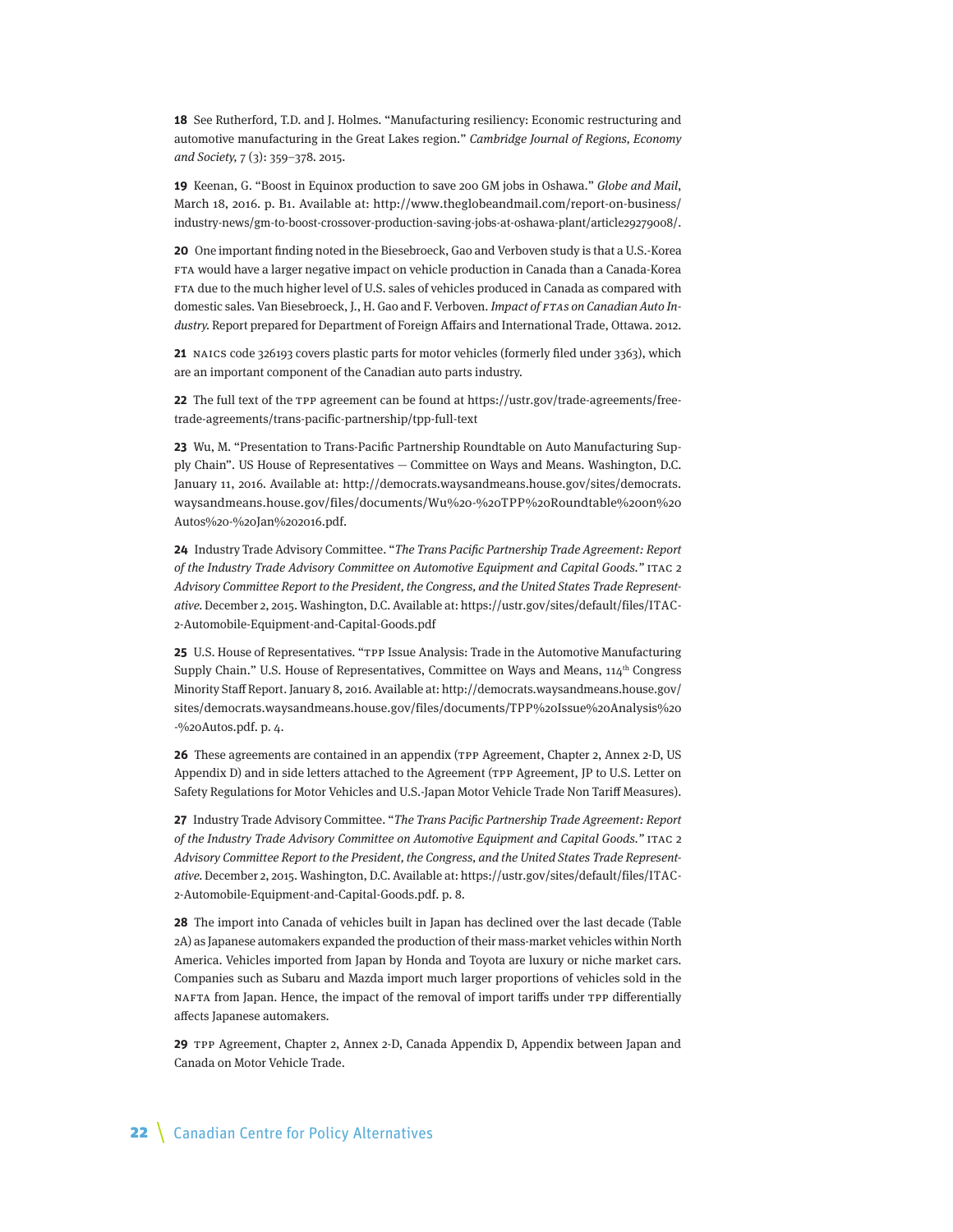**18** See Rutherford, T.D. and J. Holmes. "Manufacturing resiliency: Economic restructuring and automotive manufacturing in the Great Lakes region." *Cambridge Journal of Regions, Economy and Society,* 7 (3): 359–378. 2015.

**19** Keenan, G. "Boost in Equinox production to save 200 GM jobs in Oshawa." *Globe and Mail*, March 18, 2016. p. B1. Available at: http://www.theglobeandmail.com/report-on-business/industry-news/gm-to-boost-crossover-production-saving-jobs-at-oshawa-plant/article29279008/.

**20** One important finding noted in the Biesebroeck, Gao and Verboven study is that a U.S.-Korea FTA would have a larger negative impact on vehicle production in Canada than a Canada-Korea FTA due to the much higher level of U.S. sales of vehicles produced in Canada as compared with domestic sales. Van Biesebroeck, J., H. Gao and F. Verboven. *Impact of FTAs on Canadian Auto Industry.* Report prepared for Department of Foreign Affairs and International Trade, Ottawa. 2012.

**21** NAICS code 326193 covers plastic parts for motor vehicles (formerly filed under 3363), which are an important component of the Canadian auto parts industry.

**22** The full text of the TPP agreement can be found at https://ustr.gov/trade-agreements/free-trade-agreements/trans-pacific-partnership/tpp-full-text

**23** Wu, M. "Presentation to Trans-Pacific Partnership Roundtable on Auto Manufacturing Supply Chain". US House of Representatives — Committee on Ways and Means. Washington, D.C. January 11, 2016. Available at: http://democrats.waysandmeans.house.gov/sites/democrats.waysandmeans.house.gov/files/documents/Wu%20-%20TPP%20Roundtable%20on%20Autos%20-%20Jan%202016.pdf.

**24** Industry Trade Advisory Committee. "*The Trans Pacific Partnership Trade Agreement: Report of the Industry Trade Advisory Committee on Automotive Equipment and Capital Goods.*" ITAC 2 *Advisory Committee Report to the President, the Congress, and the United States Trade Representative.* December 2, 2015. Washington, D.C. Available at: https://ustr.gov/sites/default/files/ITAC-2-Automobile-Equipment-and-Capital-Goods.pdf

**25** U.S. House of Representatives. "TPP Issue Analysis: Trade in the Automotive Manufacturing Supply Chain." U.S. House of Representatives, Committee on Ways and Means, 114th Congress Minority Staff Report. January 8, 2016. Available at: http://democrats.waysandmeans.house.gov/sites/democrats.waysandmeans.house.gov/files/documents/TPP%20Issue%20Analysis%20-%20Autos.pdf. p. 4.

**26** These agreements are contained in an appendix (TPP Agreement, Chapter 2, Annex 2-D, US Appendix D) and in side letters attached to the Agreement (TPP Agreement, JP to U.S. Letter on Safety Regulations for Motor Vehicles and U.S.-Japan Motor Vehicle Trade Non Tariff Measures).

**27** Industry Trade Advisory Committee. "*The Trans Pacific Partnership Trade Agreement: Report of the Industry Trade Advisory Committee on Automotive Equipment and Capital Goods.*" ITAC 2 *Advisory Committee Report to the President, the Congress, and the United States Trade Representative.* December 2, 2015. Washington, D.C. Available at: https://ustr.gov/sites/default/files/ITAC-2-Automobile-Equipment-and-Capital-Goods.pdf. p. 8.

**28** The import into Canada of vehicles built in Japan has declined over the last decade (Table 2A) as Japanese automakers expanded the production of their mass-market vehicles within North America. Vehicles imported from Japan by Honda and Toyota are luxury or niche market cars. Companies such as Subaru and Mazda import much larger proportions of vehicles sold in the NAFTA from Japan. Hence, the impact of the removal of import tariffs under TPP differentially affects Japanese automakers.

**29** TPP Agreement, Chapter 2, Annex 2-D, Canada Appendix D, Appendix between Japan and Canada on Motor Vehicle Trade.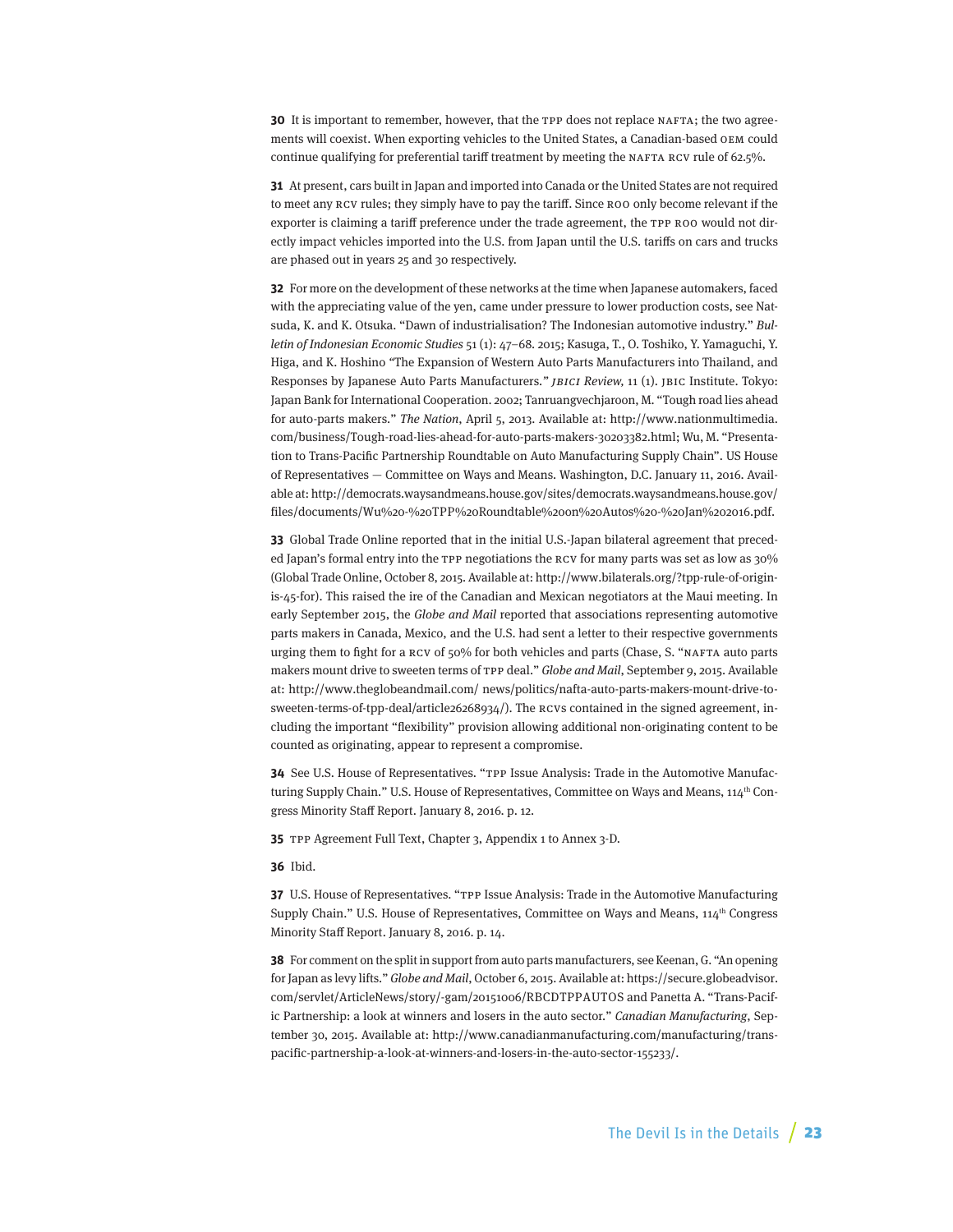**30** It is important to remember, however, that the TPP does not replace NAFTA; the two agreements will coexist. When exporting vehicles to the United States, a Canadian-based OEM could continue qualifying for preferential tariff treatment by meeting the NAFTA RCV rule of 62.5%.

**31** At present, cars built in Japan and imported into Canada or the United States are not required to meet any RCV rules; they simply have to pay the tariff. Since ROO only become relevant if the exporter is claiming a tariff preference under the trade agreement, the TPP ROO would not directly impact vehicles imported into the U.S. from Japan until the U.S. tariffs on cars and trucks are phased out in years 25 and 30 respectively.

**32** For more on the development of these networks at the time when Japanese automakers, faced with the appreciating value of the yen, came under pressure to lower production costs, see Natsuda, K. and K. Otsuka. "Dawn of industrialisation? The Indonesian automotive industry." *Bulletin of Indonesian Economic Studies* 51 (1): 47–68. 2015; Kasuga, T., O. Toshiko, Y. Yamaguchi, Y. Higa, and K. Hoshino "The Expansion of Western Auto Parts Manufacturers into Thailand, and Responses by Japanese Auto Parts Manufacturers." *JBICI Review,* 11 (1). JBIC Institute. Tokyo: Japan Bank for International Cooperation. 2002; Tanruangvechjaroon, M. "Tough road lies ahead for auto-parts makers." *The Nation*, April 5, 2013. Available at: http://www.nationmultimedia.com/business/Tough-road-lies-ahead-for-auto-parts-makers-30203382.html; Wu, M. "Presentation to Trans-Pacific Partnership Roundtable on Auto Manufacturing Supply Chain". US House of Representatives — Committee on Ways and Means. Washington, D.C. January 11, 2016. Available at: http://democrats.waysandmeans.house.gov/sites/democrats.waysandmeans.house.gov/files/documents/Wu%20-%20TPP%20Roundtable%20on%20Autos%20-%20Jan%202016.pdf.

**33** Global Trade Online reported that in the initial U.S.-Japan bilateral agreement that preceded Japan's formal entry into the TPP negotiations the RCV for many parts was set as low as 30% (Global Trade Online, October 8, 2015. Available at: http://www.bilaterals.org/?tpp-rule-of-origin-is-45-for). This raised the ire of the Canadian and Mexican negotiators at the Maui meeting. In early September 2015, the *Globe and Mail* reported that associations representing automotive parts makers in Canada, Mexico, and the U.S. had sent a letter to their respective governments urging them to fight for a RCV of 50% for both vehicles and parts (Chase, S. "NAFTA auto parts makers mount drive to sweeten terms of TPP deal." *Globe and Mail*, September 9, 2015. Available at: http://www.theglobeandmail.com/ news/politics/nafta-auto-parts-makers-mount-drive-to-sweeten-terms-of-tpp-deal/article26268934/). The RCVs contained in the signed agreement, including the important "flexibility" provision allowing additional non-originating content to be counted as originating, appear to represent a compromise.

**34** See U.S. House of Representatives. "TPP Issue Analysis: Trade in the Automotive Manufacturing Supply Chain." U.S. House of Representatives, Committee on Ways and Means, 114th Congress Minority Staff Report. January 8, 2016. p. 12.

**35** TPP Agreement Full Text, Chapter 3, Appendix 1 to Annex 3-D.

**36** Ibid.

**37** U.S. House of Representatives. "TPP Issue Analysis: Trade in the Automotive Manufacturing Supply Chain." U.S. House of Representatives, Committee on Ways and Means, 114th Congress Minority Staff Report. January 8, 2016. p. 14.

**38** For comment on the split in support from auto parts manufacturers, see Keenan, G. "An opening for Japan as levy lifts." *Globe and Mail*, October 6, 2015. Available at: https://secure.globeadvisor.com/servlet/ArticleNews/story/-gam/20151006/RBCDTPPAUTOS and Panetta A. "Trans-Pacific Partnership: a look at winners and losers in the auto sector." *Canadian Manufacturing*, September 30, 2015. Available at: http://www.canadianmanufacturing.com/manufacturing/trans-pacific-partnership-a-look-at-winners-and-losers-in-the-auto-sector-155233/.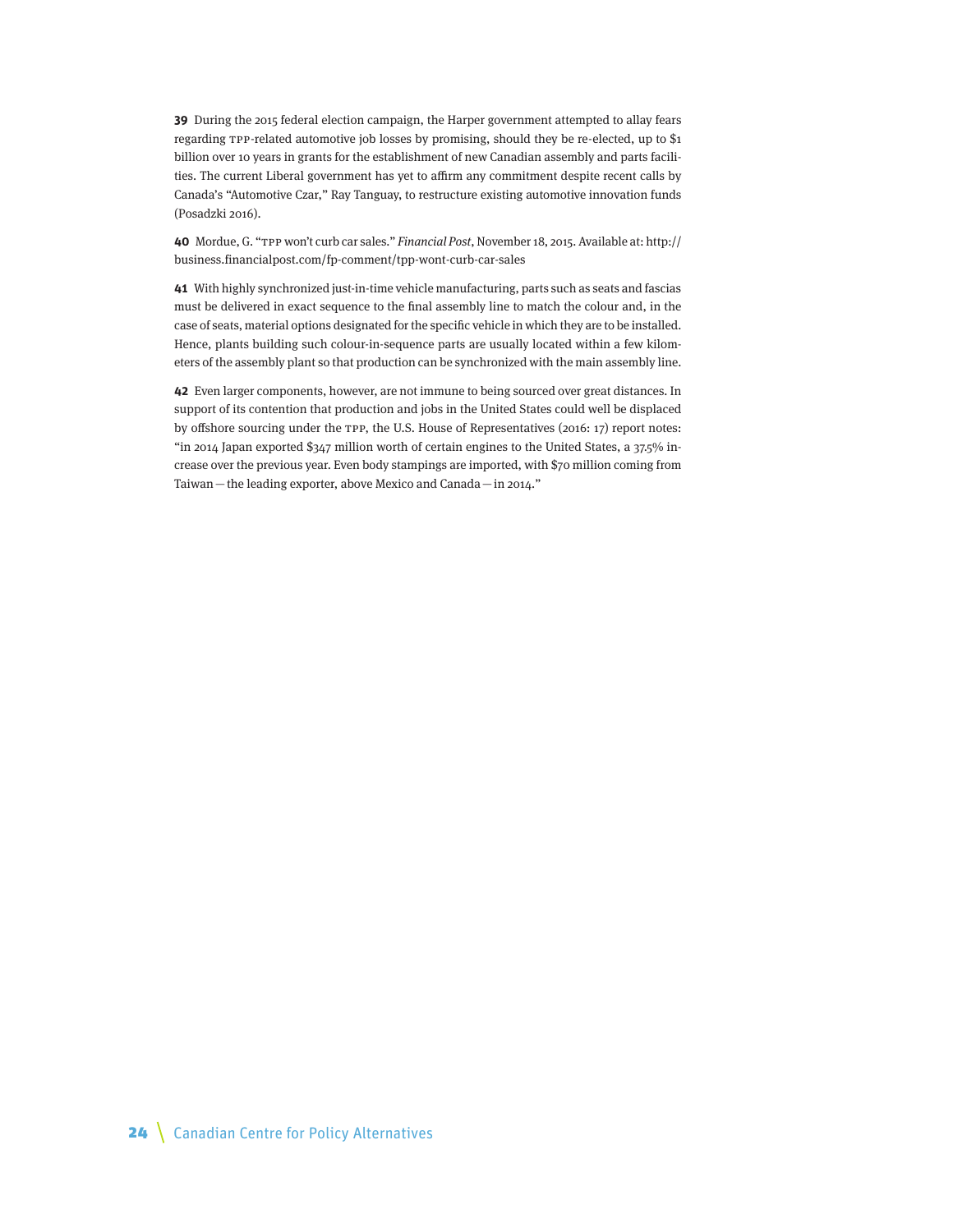**39** During the 2015 federal election campaign, the Harper government attempted to allay fears regarding TPP-related automotive job losses by promising, should they be re-elected, up to $1 billion over 10 years in grants for the establishment of new Canadian assembly and parts facilities. The current Liberal government has yet to affirm any commitment despite recent calls by Canada's "Automotive Czar," Ray Tanguay, to restructure existing automotive innovation funds (Posadzki 2016).

**40** Mordue, G. "TPP won't curb car sales." *Financial Post*, November 18, 2015. Available at: http://business.financialpost.com/fp-comment/tpp-wont-curb-car-sales

**41** With highly synchronized just-in-time vehicle manufacturing, parts such as seats and fascias must be delivered in exact sequence to the final assembly line to match the colour and, in the case of seats, material options designated for the specific vehicle in which they are to be installed. Hence, plants building such colour-in-sequence parts are usually located within a few kilometers of the assembly plant so that production can be synchronized with the main assembly line.

**42** Even larger components, however, are not immune to being sourced over great distances. In support of its contention that production and jobs in the United States could well be displaced by offshore sourcing under the TPP, the U.S. House of Representatives (2016: 17) report notes: "in 2014 Japan exported $347 million worth of certain engines to the United States, a 37.5% increase over the previous year. Even body stampings are imported, with $70 million coming from Taiwan — the leading exporter, above Mexico and Canada — in 2014."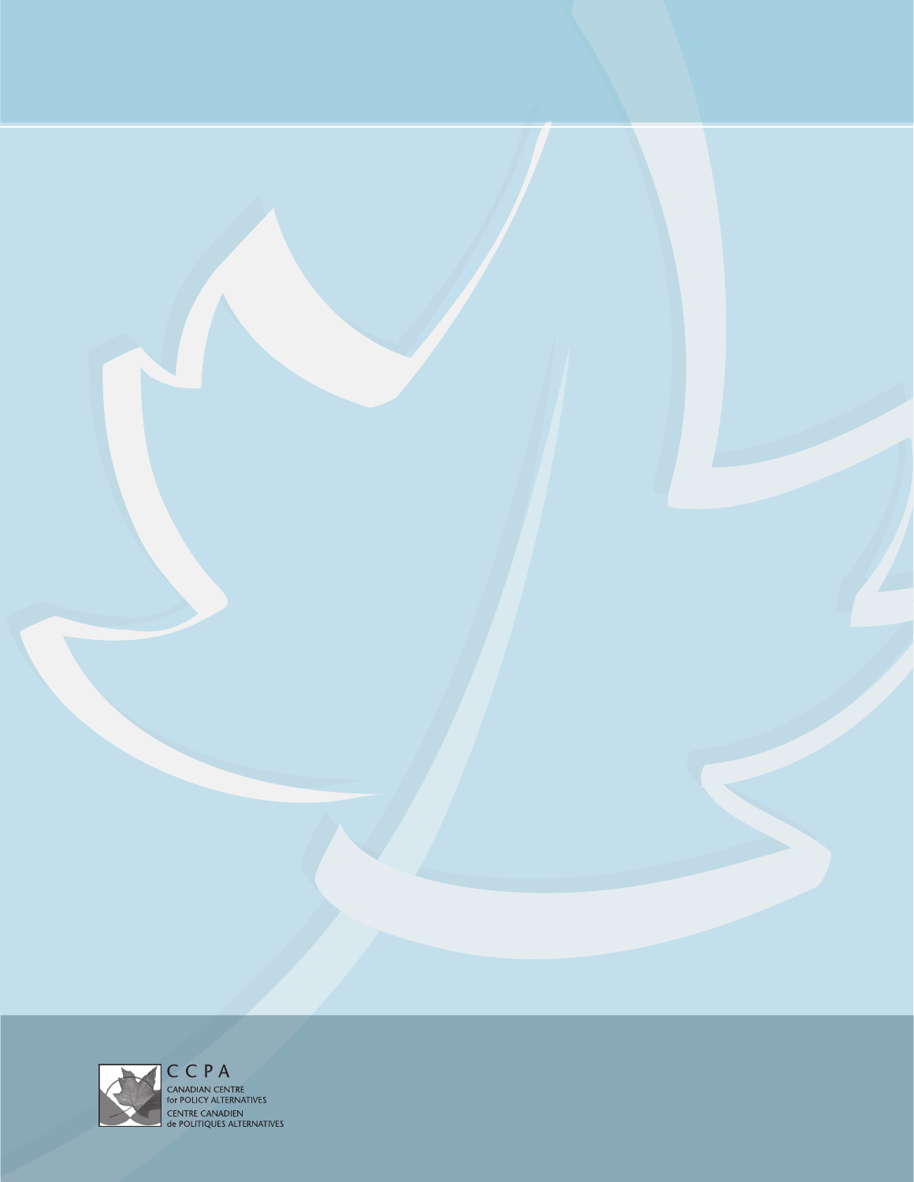CCPA

CANADIAN CENTRE
for POLICY ALTERNATIVES

CENTRE CANADIEN
de POLITIQUES ALTERNATIVES